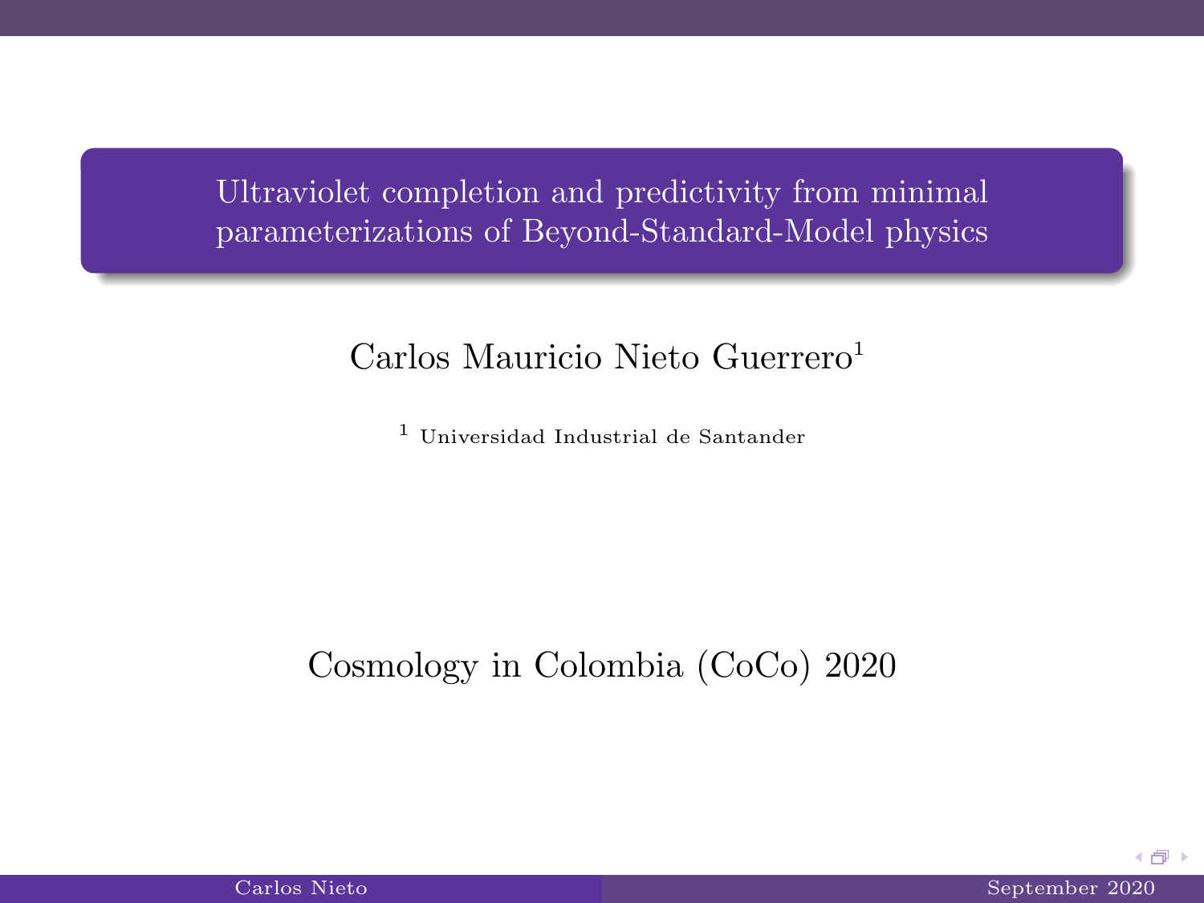# Ultraviolet completion and predictivity from minimal parameterizations of Beyond-Standard-Model physics

Carlos Mauricio Nieto Guerrero[1]

[1] Universidad Industrial de Santander

Cosmology in Colombia (CoCo) 2020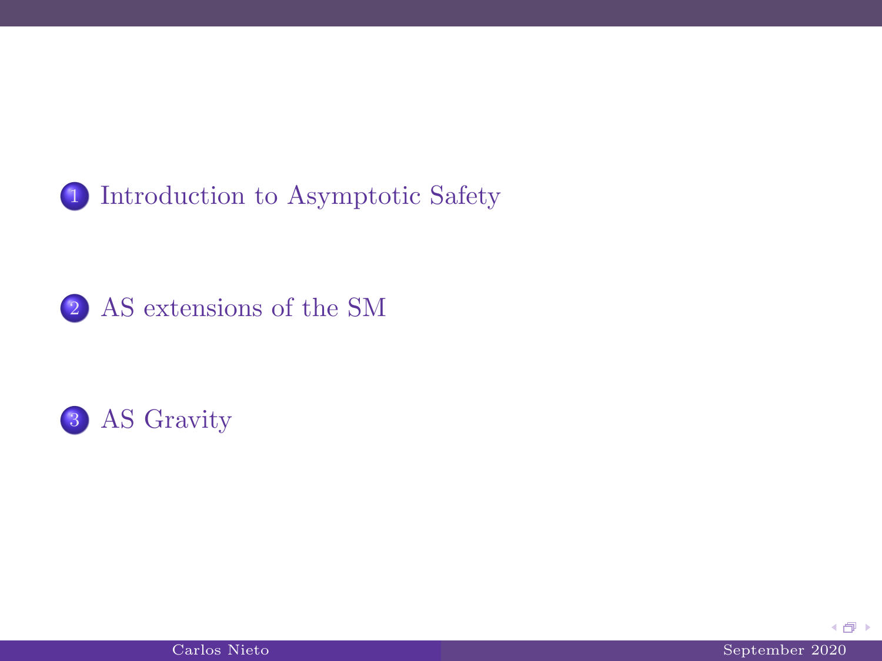1. Introduction to Asymptotic Safety

2. AS extensions of the SM

3. AS Gravity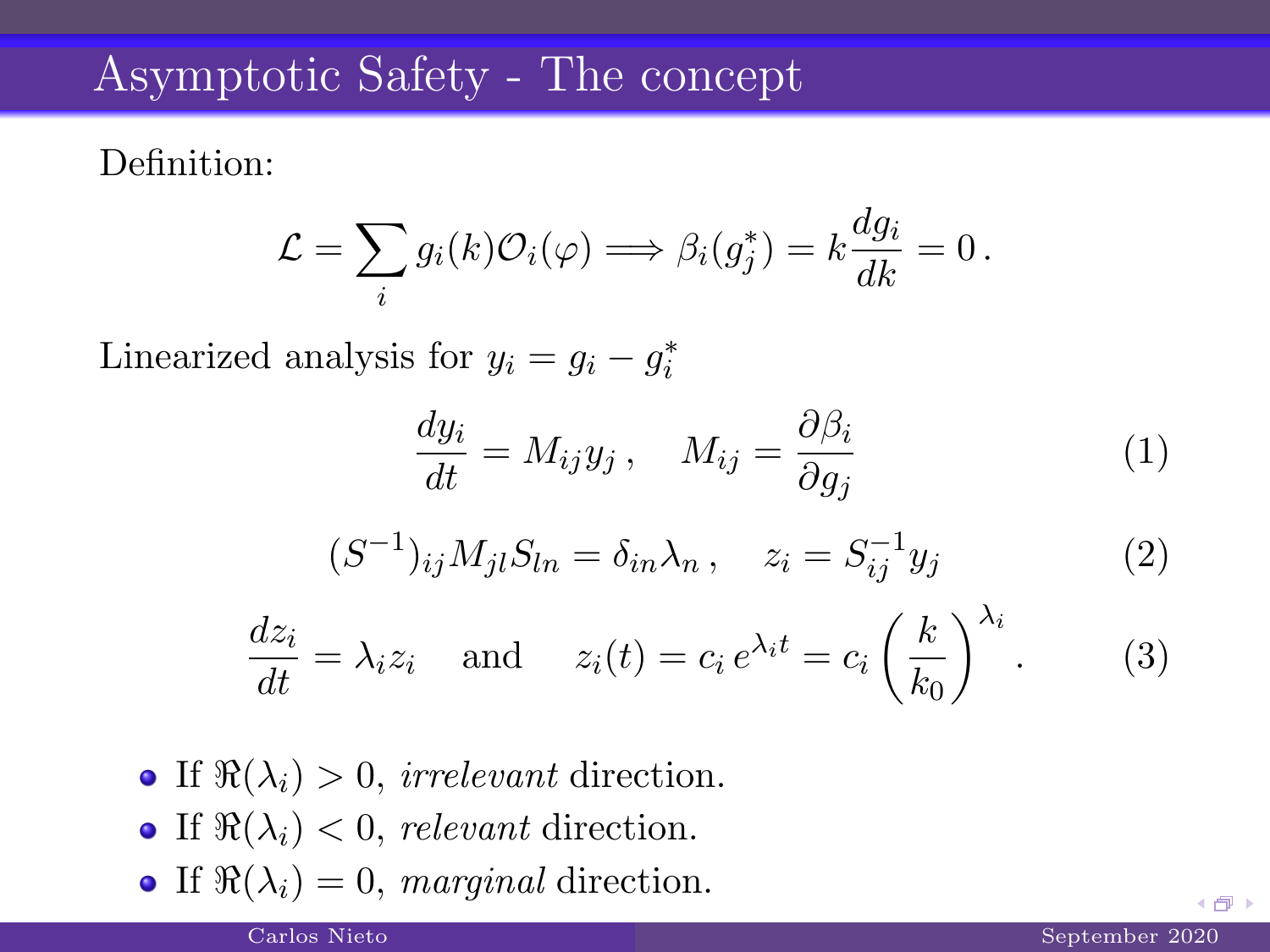# Asymptotic Safety - The concept

Definition:

$$\mathcal{L} = \sum_i g_i(k)\mathcal{O}_i(\varphi) \Longrightarrow \beta_i(g_j^*) = k\frac{dg_i}{dk} = 0\,.$$

Linearized analysis for $y_i = g_i - g_i^*$

$$\frac{dy_i}{dt} = M_{ij}y_j\,, \quad M_{ij} = \frac{\partial \beta_i}{\partial g_j} \tag{1}$$

$$(S^{-1})_{ij}M_{jl}S_{ln} = \delta_{in}\lambda_n\,, \quad z_i = S^{-1}_{ij}y_j \tag{2}$$

$$\frac{dz_i}{dt} = \lambda_i z_i \quad \text{and} \quad z_i(t) = c_i\,e^{\lambda_i t} = c_i\left(\frac{k}{k_0}\right)^{\lambda_i}. \tag{3}$$

- If $\Re(\lambda_i) > 0$, *irrelevant* direction.
- If $\Re(\lambda_i) < 0$, *relevant* direction.
- If $\Re(\lambda_i) = 0$, *marginal* direction.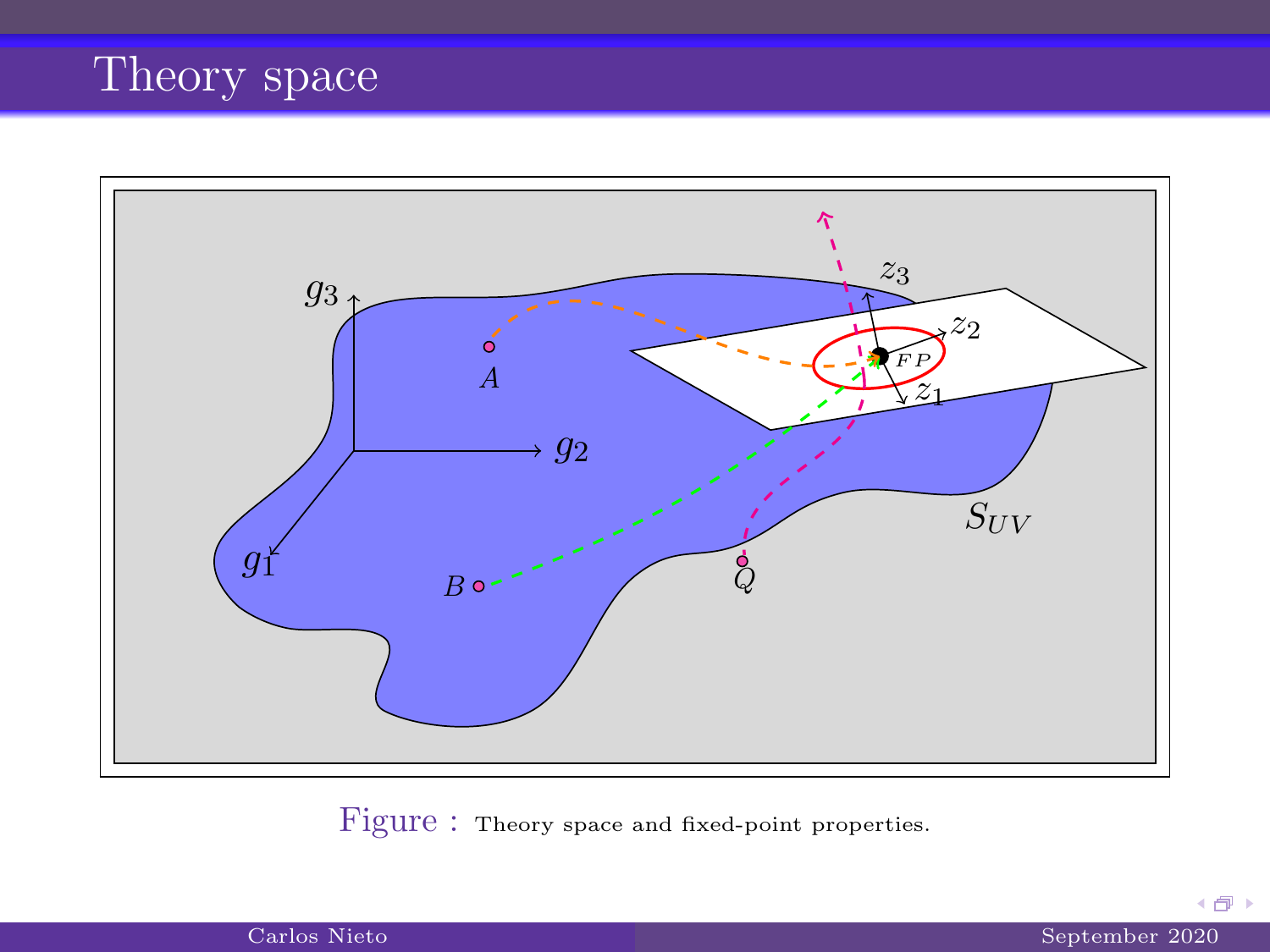# Theory space

Figure : Theory space and fixed-point properties.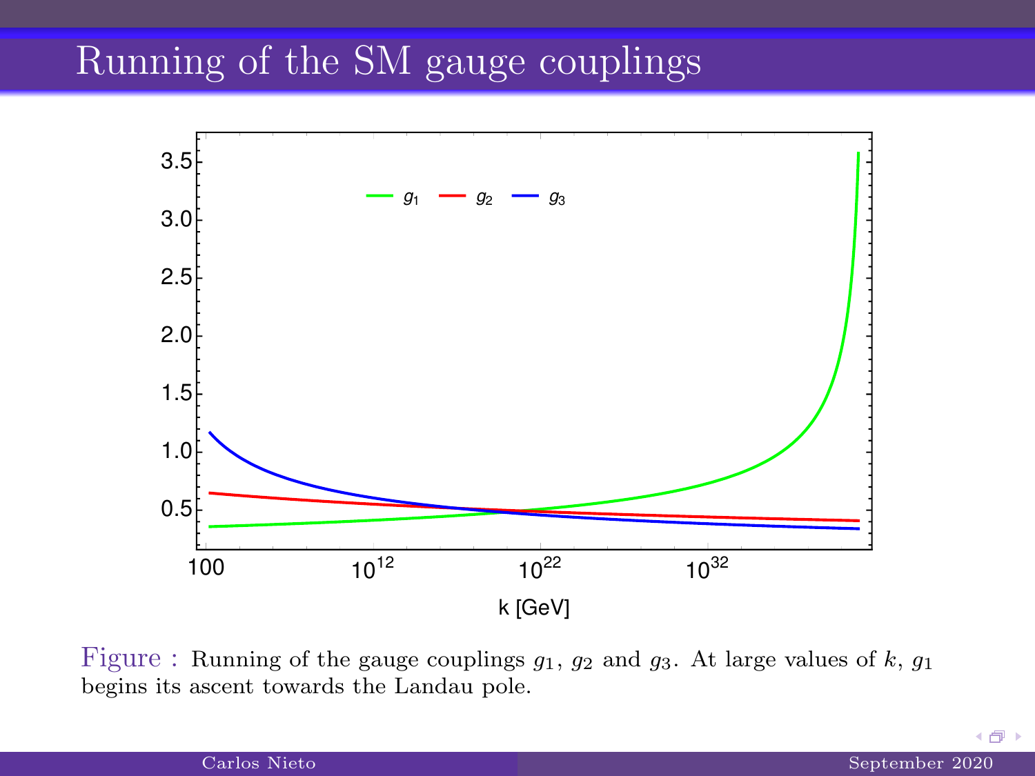# Running of the SM gauge couplings

Figure : Running of the gauge couplings $g_1$, $g_2$ and $g_3$. At large values of $k$, $g_1$ begins its ascent towards the Landau pole.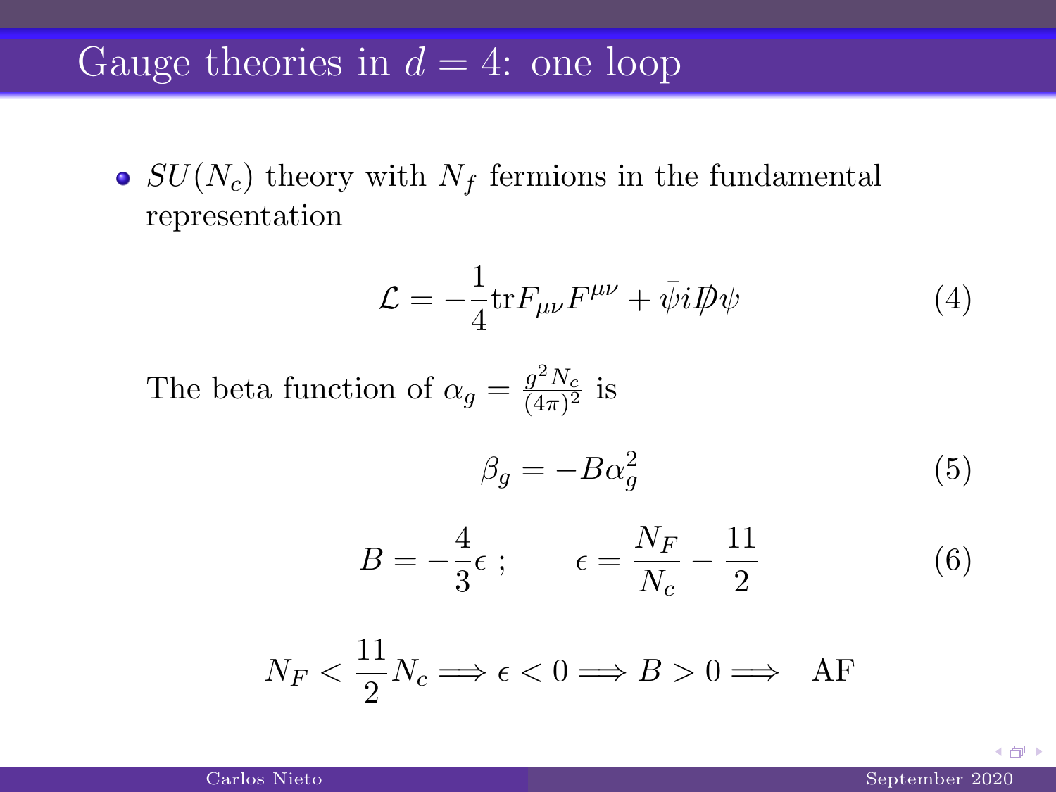# Gauge theories in $d = 4$: one loop

- $SU(N_c)$ theory with $N_f$ fermions in the fundamental representation

$$\mathcal{L} = -\frac{1}{4}\mathrm{tr}F_{\mu\nu}F^{\mu\nu} + \bar{\psi}i\not{D}\psi \tag{4}$$

The beta function of $\alpha_g = \frac{g^2 N_c}{(4\pi)^2}$ is

$$\beta_g = -B\alpha_g^2 \tag{5}$$

$$B = -\frac{4}{3}\epsilon \; ; \qquad \epsilon = \frac{N_F}{N_c} - \frac{11}{2} \tag{6}$$

$$N_F < \frac{11}{2}N_c \Longrightarrow \epsilon < 0 \Longrightarrow B > 0 \Longrightarrow \quad \text{AF}$$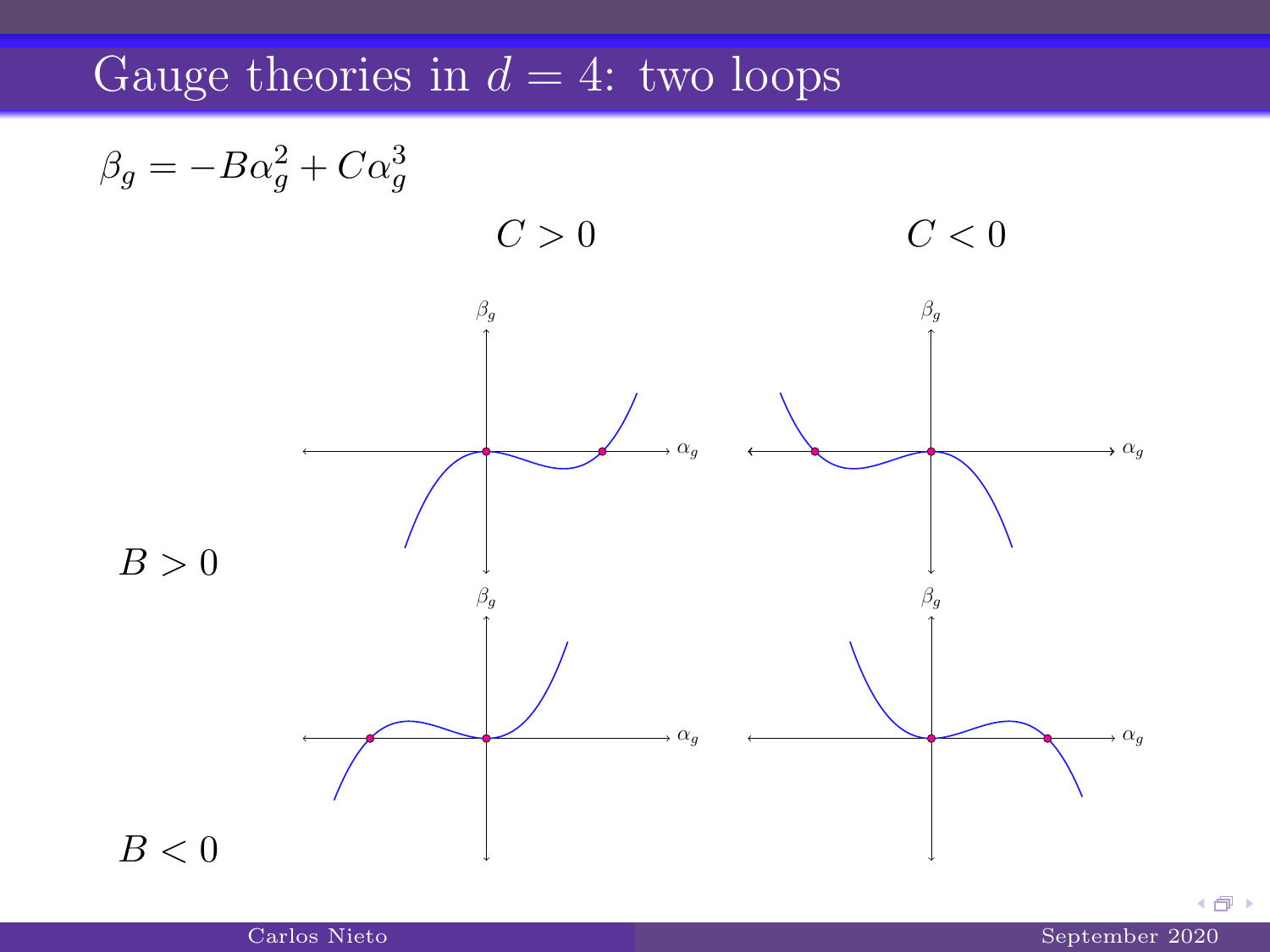# Gauge theories in $d = 4$: two loops

$\beta_g = -B\alpha_g^2 + C\alpha_g^3$

$C > 0$ $C < 0$

$B > 0$

$B < 0$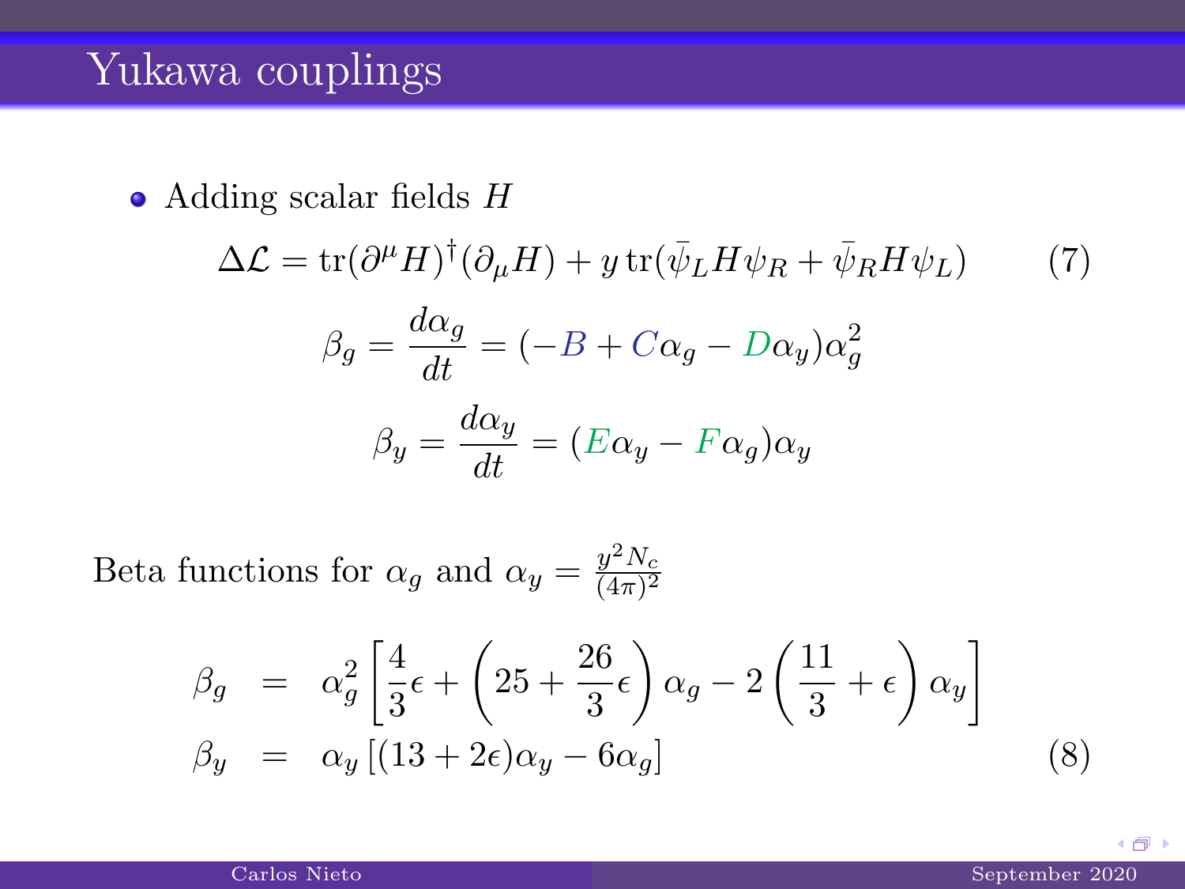# Yukawa couplings

- Adding scalar fields $H$

$$\Delta\mathcal{L} = \mathrm{tr}(\partial^\mu H)^\dagger(\partial_\mu H) + y\,\mathrm{tr}(\bar{\psi}_L H \psi_R + \bar{\psi}_R H \psi_L) \tag{7}$$

$$\beta_g = \frac{d\alpha_g}{dt} = (-B + C\alpha_g - D\alpha_y)\alpha_g^2$$

$$\beta_y = \frac{d\alpha_y}{dt} = (E\alpha_y - F\alpha_g)\alpha_y$$

Beta functions for $\alpha_g$ and $\alpha_y = \frac{y^2 N_c}{(4\pi)^2}$

$$\begin{aligned} \beta_g &= \alpha_g^2\left[\frac{4}{3}\epsilon + \left(25 + \frac{26}{3}\epsilon\right)\alpha_g - 2\left(\frac{11}{3} + \epsilon\right)\alpha_y\right] \\ \beta_y &= \alpha_y\left[(13 + 2\epsilon)\alpha_y - 6\alpha_g\right] \end{aligned} \tag{8}$$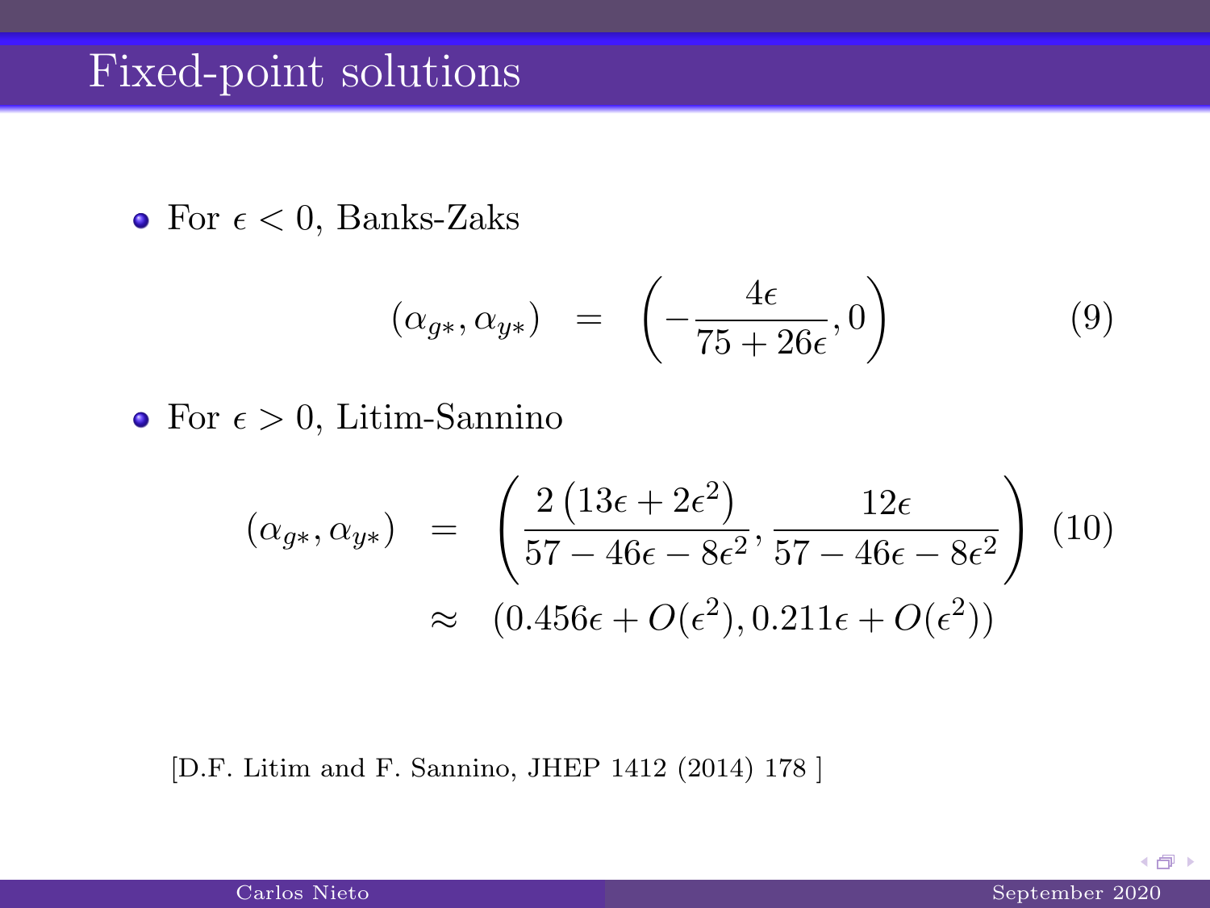# Fixed-point solutions

- For $\epsilon < 0$, Banks-Zaks

$$(\alpha_{g*}, \alpha_{y*}) = \left(-\frac{4\epsilon}{75 + 26\epsilon}, 0\right) \tag{9}$$

- For $\epsilon > 0$, Litim-Sannino

$$\begin{aligned}(\alpha_{g*}, \alpha_{y*}) &= \left(\frac{2\left(13\epsilon + 2\epsilon^2\right)}{57 - 46\epsilon - 8\epsilon^2}, \frac{12\epsilon}{57 - 46\epsilon - 8\epsilon^2}\right) \\ &\approx (0.456\epsilon + O(\epsilon^2), 0.211\epsilon + O(\epsilon^2))\end{aligned} \tag{10}$$

[D.F. Litim and F. Sannino, JHEP 1412 (2014) 178 ]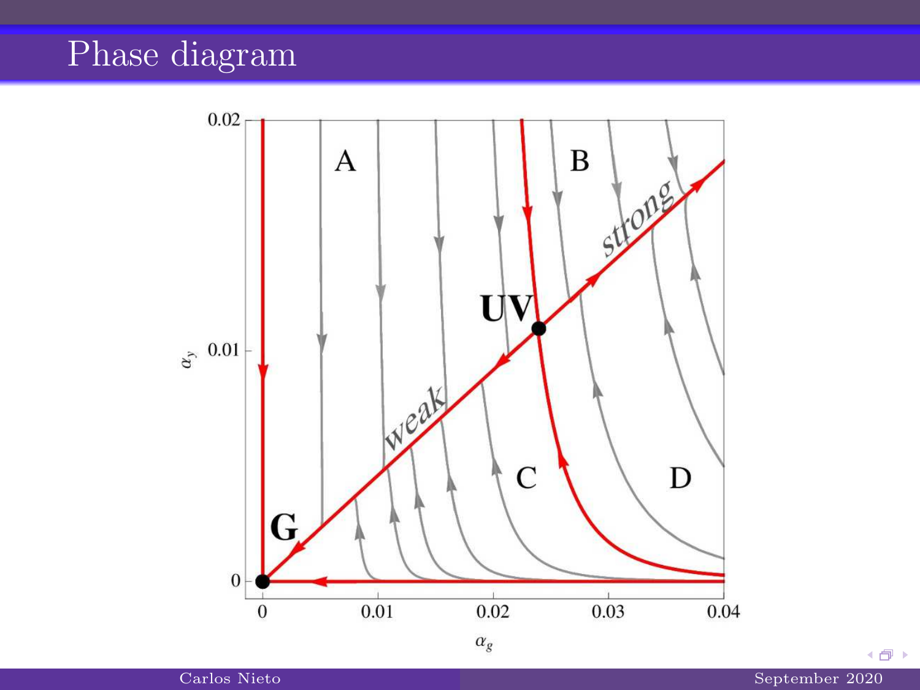# Phase diagram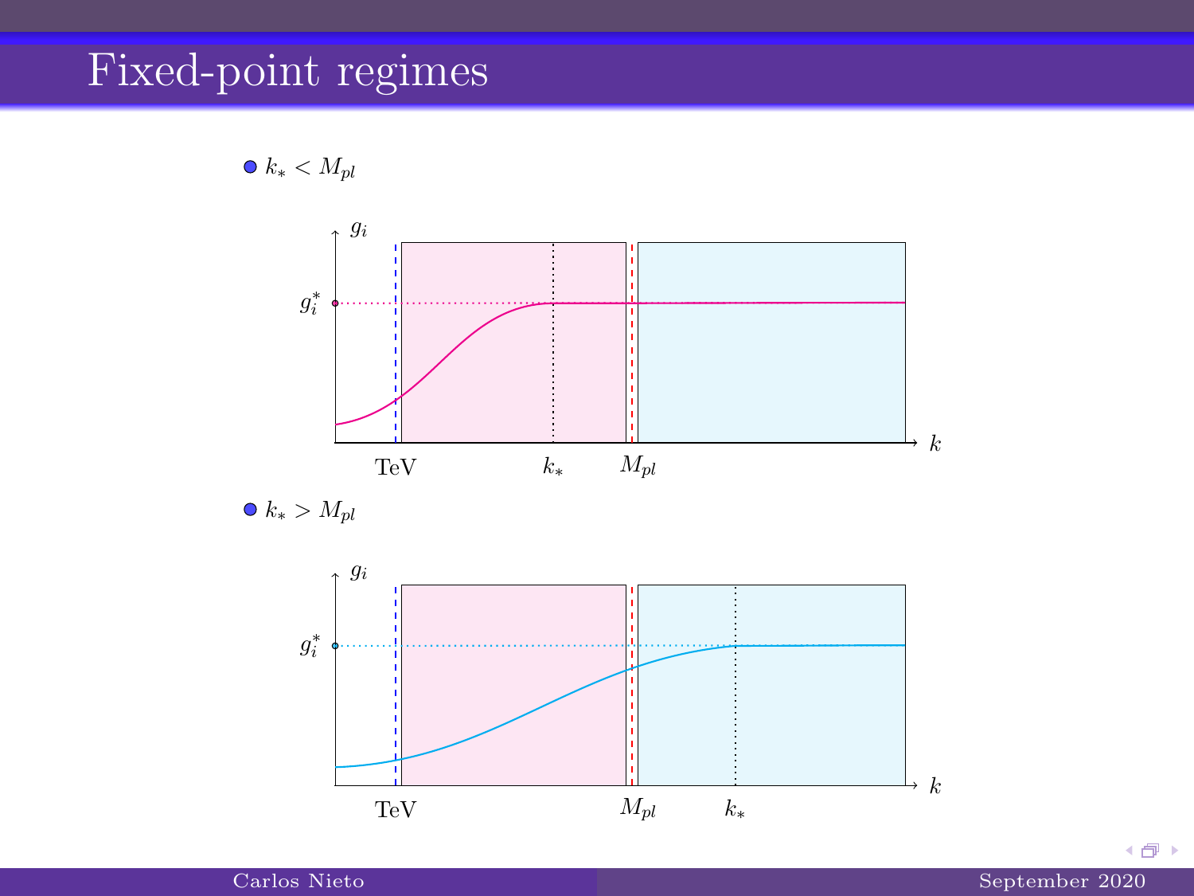# Fixed-point regimes

- $k_* < M_{pl}$

- $k_* > M_{pl}$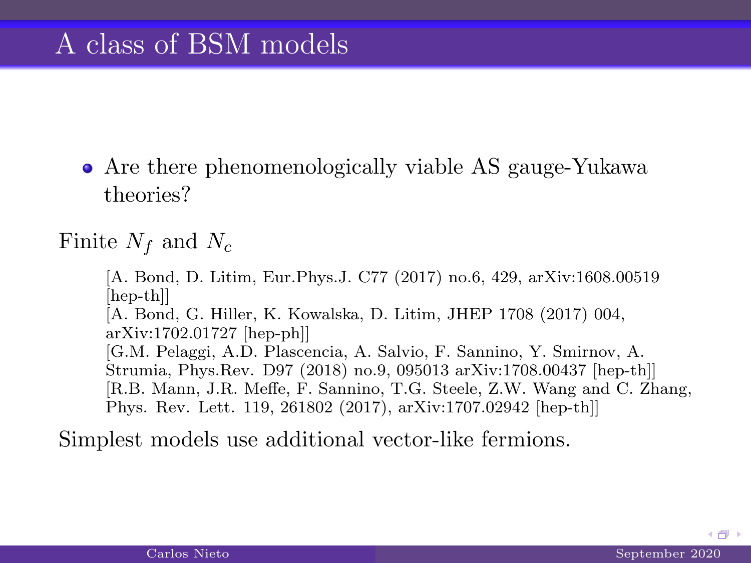# A class of BSM models

- Are there phenomenologically viable AS gauge-Yukawa theories?

Finite $N_f$ and $N_c$

[A. Bond, D. Litim, Eur.Phys.J. C77 (2017) no.6, 429, arXiv:1608.00519 [hep-th]]
[A. Bond, G. Hiller, K. Kowalska, D. Litim, JHEP 1708 (2017) 004, arXiv:1702.01727 [hep-ph]]
[G.M. Pelaggi, A.D. Plascencia, A. Salvio, F. Sannino, Y. Smirnov, A. Strumia, Phys.Rev. D97 (2018) no.9, 095013 arXiv:1708.00437 [hep-th]]
[R.B. Mann, J.R. Meffe, F. Sannino, T.G. Steele, Z.W. Wang and C. Zhang, Phys. Rev. Lett. 119, 261802 (2017), arXiv:1707.02942 [hep-th]]

Simplest models use additional vector-like fermions.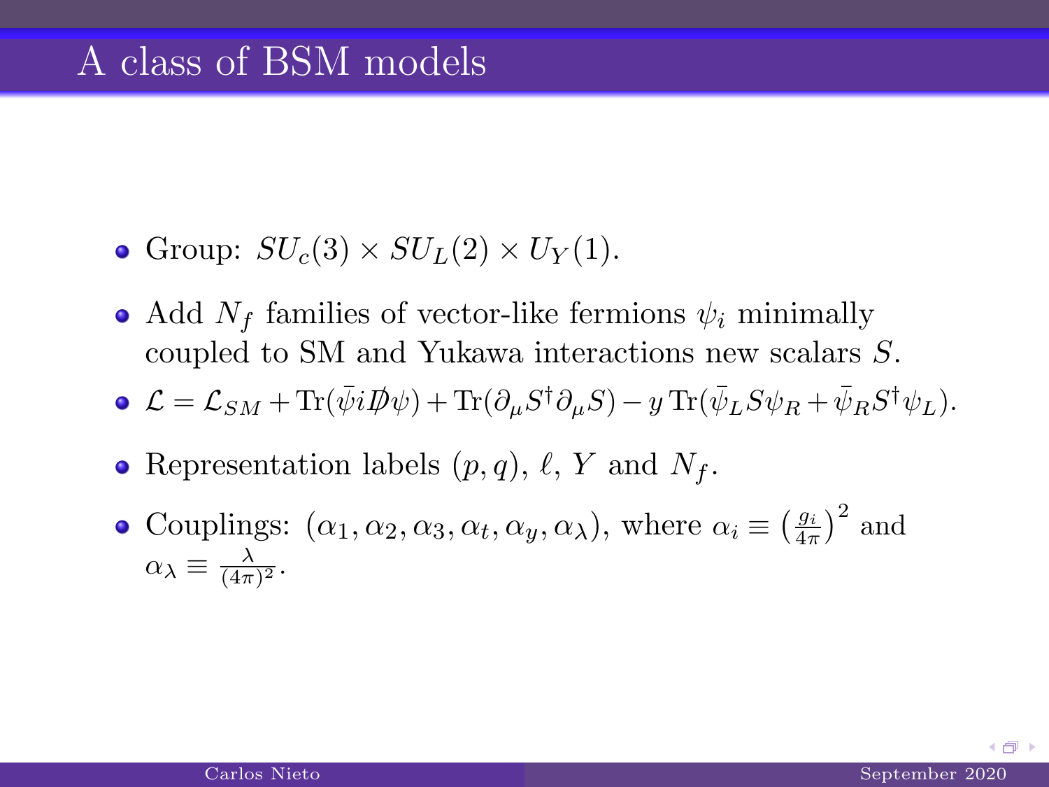# A class of BSM models

- Group: $SU_c(3) \times SU_L(2) \times U_Y(1)$.
- Add $N_f$ families of vector-like fermions $\psi_i$ minimally coupled to SM and Yukawa interactions new scalars $S$.
- $\mathcal{L} = \mathcal{L}_{SM} + \mathrm{Tr}(\bar{\psi} i \not{D} \psi) + \mathrm{Tr}(\partial_\mu S^\dagger \partial_\mu S) - y \, \mathrm{Tr}(\bar{\psi}_L S \psi_R + \bar{\psi}_R S^\dagger \psi_L)$.
- Representation labels $(p, q)$, $\ell$, $Y$ and $N_f$.
- Couplings: $(\alpha_1, \alpha_2, \alpha_3, \alpha_t, \alpha_y, \alpha_\lambda)$, where $\alpha_i \equiv \left(\frac{g_i}{4\pi}\right)^2$ and $\alpha_\lambda \equiv \frac{\lambda}{(4\pi)^2}$.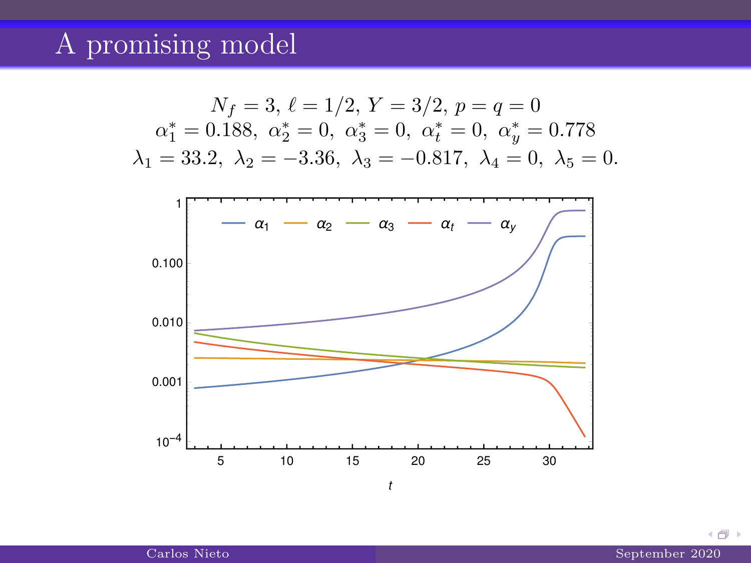# A promising model

$$N_f = 3,\ \ell = 1/2,\ Y = 3/2,\ p = q = 0$$
$$\alpha_1^* = 0.188,\ \alpha_2^* = 0,\ \alpha_3^* = 0,\ \alpha_t^* = 0,\ \alpha_y^* = 0.778$$
$$\lambda_1 = 33.2,\ \lambda_2 = -3.36,\ \lambda_3 = -0.817,\ \lambda_4 = 0,\ \lambda_5 = 0.$$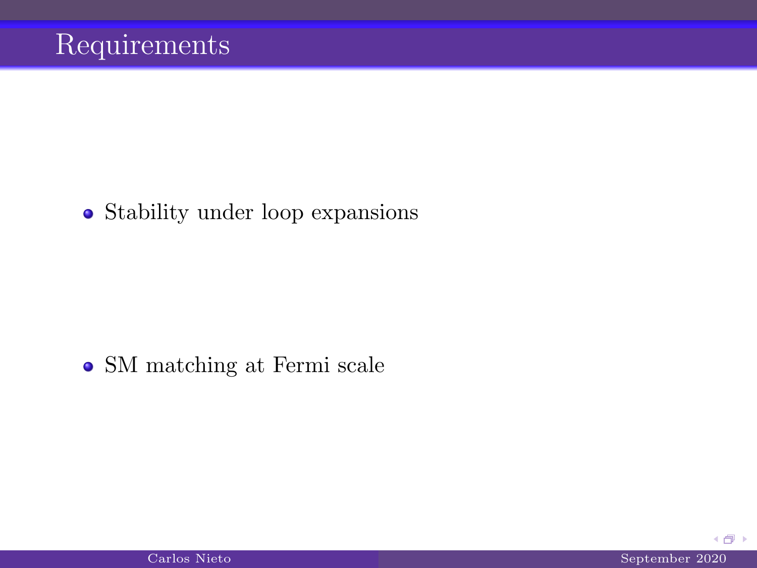# Requirements

- Stability under loop expansions

- SM matching at Fermi scale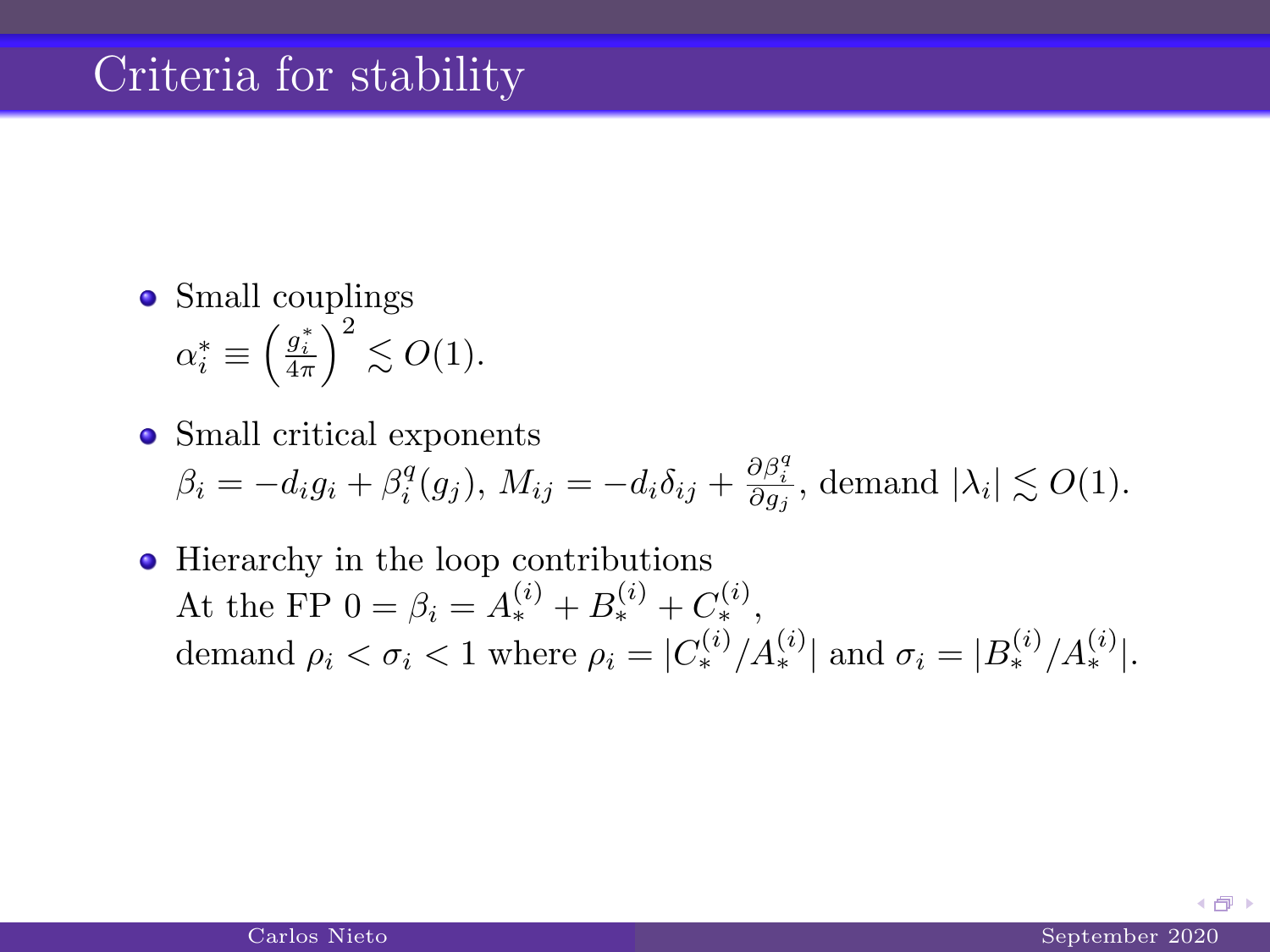# Criteria for stability

- Small couplings
  $\alpha_i^* \equiv \left(\frac{g_i^*}{4\pi}\right)^2 \lesssim O(1)$.
- Small critical exponents
  $\beta_i = -d_i g_i + \beta_i^q(g_j)$, $M_{ij} = -d_i \delta_{ij} + \frac{\partial \beta_i^q}{\partial g_j}$, demand $|\lambda_i| \lesssim O(1)$.
- Hierarchy in the loop contributions
  At the FP $0 = \beta_i = A_*^{(i)} + B_*^{(i)} + C_*^{(i)}$,
  demand $\rho_i < \sigma_i < 1$ where $\rho_i = |C_*^{(i)}/A_*^{(i)}|$ and $\sigma_i = |B_*^{(i)}/A_*^{(i)}|$.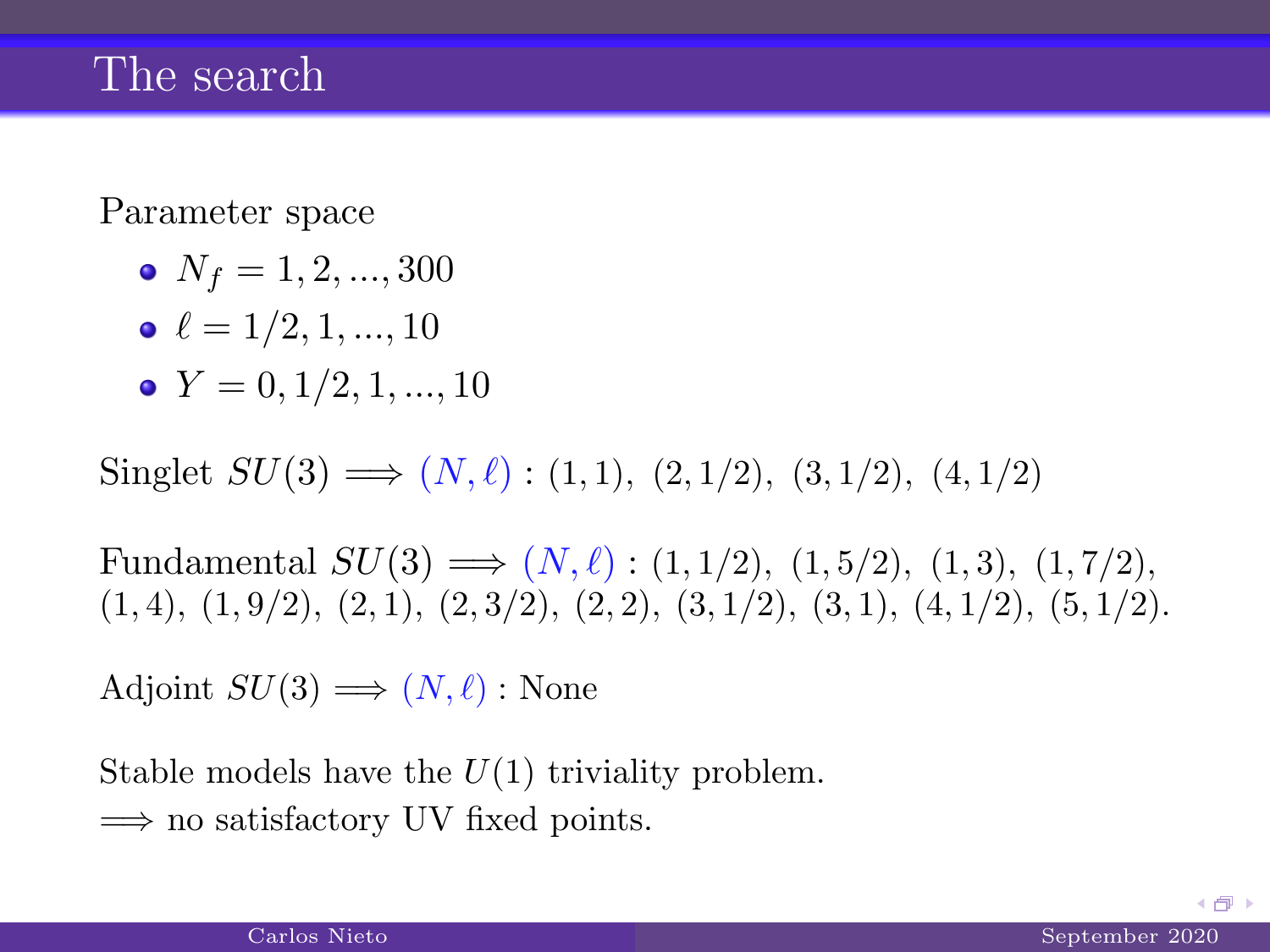# The search

Parameter space

- $N_f = 1, 2, ..., 300$
- $\ell = 1/2, 1, ..., 10$
- $Y = 0, 1/2, 1, ..., 10$

Singlet $SU(3) \implies (N, \ell) : (1,1),\ (2,1/2),\ (3,1/2),\ (4,1/2)$

Fundamental $SU(3) \implies (N, \ell) : (1,1/2),\ (1,5/2),\ (1,3),\ (1,7/2),$
$(1,4),\ (1,9/2),\ (2,1),\ (2,3/2),\ (2,2),\ (3,1/2),\ (3,1),\ (4,1/2),\ (5,1/2).$

Adjoint $SU(3) \implies (N, \ell)$ : None

Stable models have the $U(1)$ triviality problem.
$\implies$ no satisfactory UV fixed points.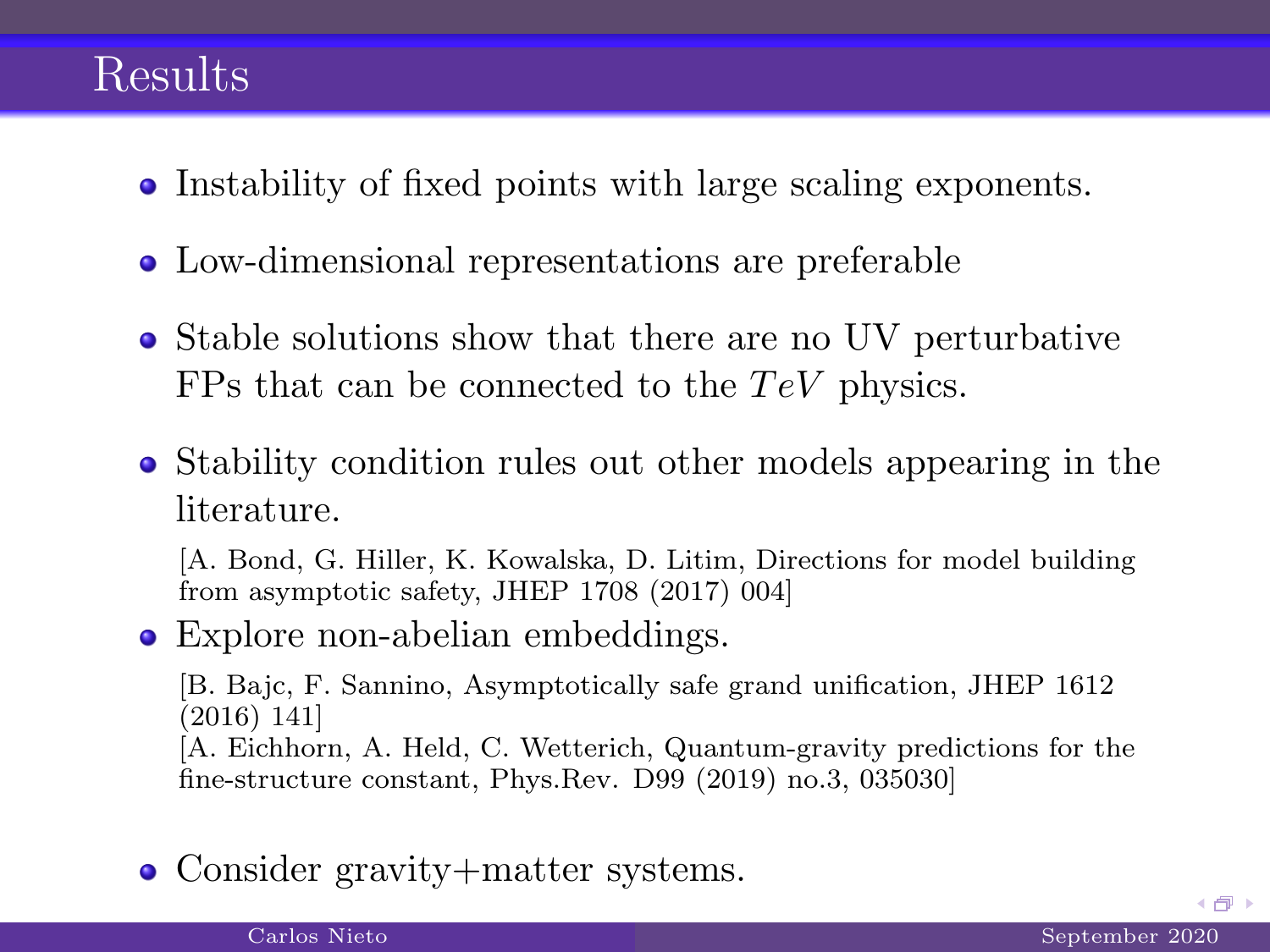# Results

- Instability of fixed points with large scaling exponents.
- Low-dimensional representations are preferable
- Stable solutions show that there are no UV perturbative FPs that can be connected to the $TeV$ physics.
- Stability condition rules out other models appearing in the literature.

  [A. Bond, G. Hiller, K. Kowalska, D. Litim, Directions for model building from asymptotic safety, JHEP 1708 (2017) 004]
- Explore non-abelian embeddings.

  [B. Bajc, F. Sannino, Asymptotically safe grand unification, JHEP 1612 (2016) 141]
  [A. Eichhorn, A. Held, C. Wetterich, Quantum-gravity predictions for the fine-structure constant, Phys.Rev. D99 (2019) no.3, 035030]
- Consider gravity+matter systems.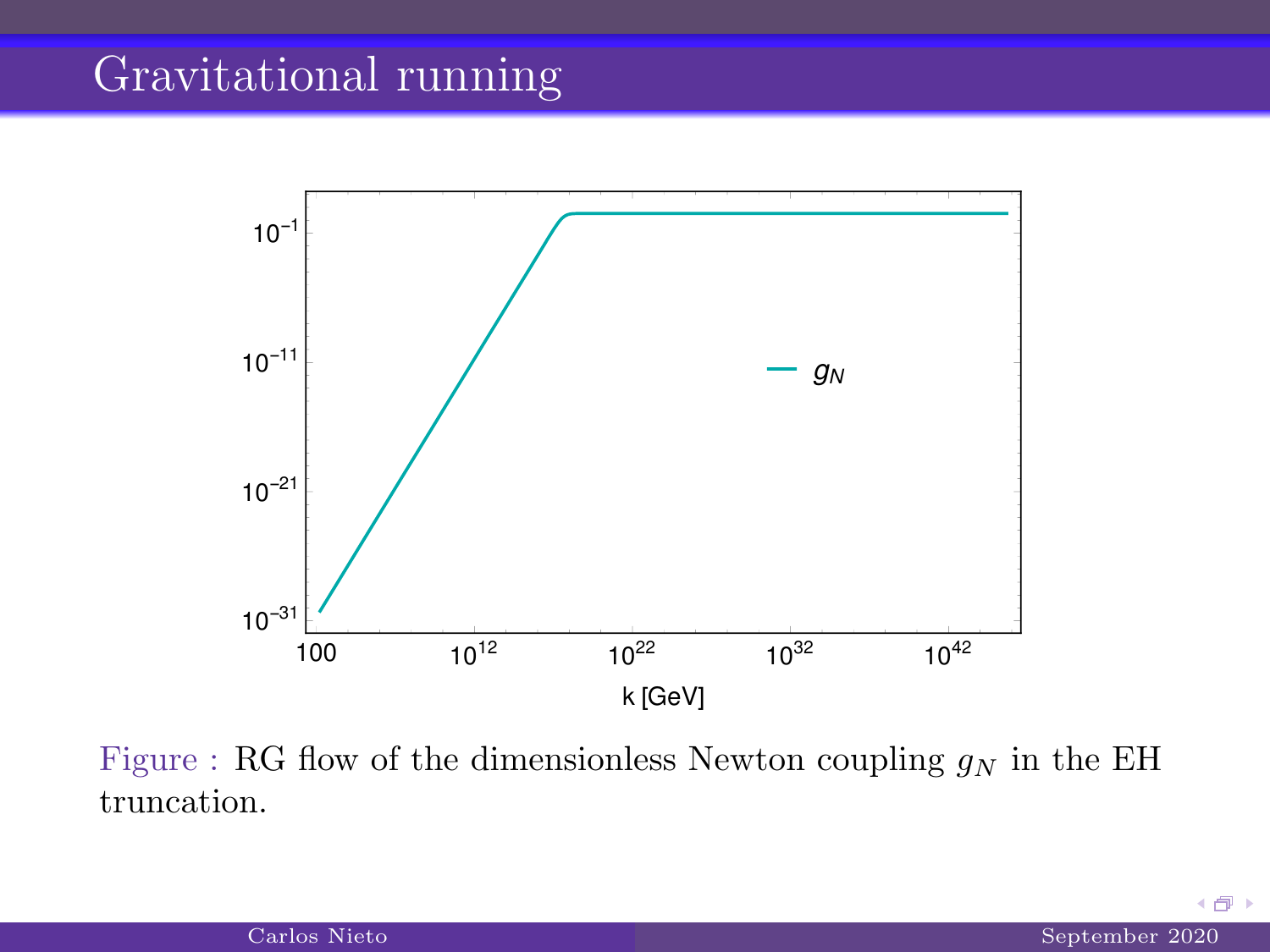# Gravitational running

Figure : RG flow of the dimensionless Newton coupling $g_N$ in the EH truncation.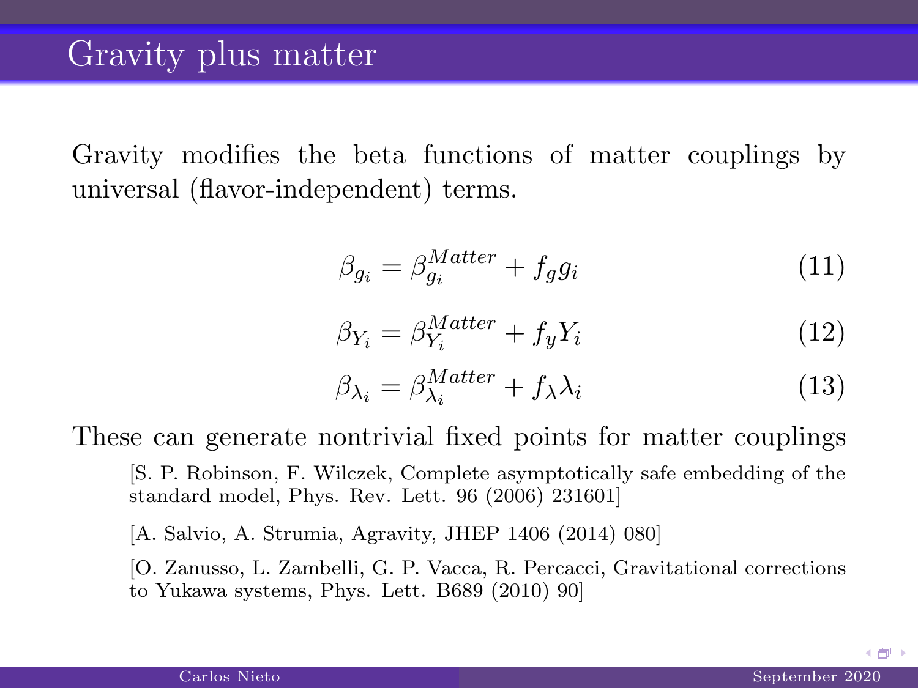# Gravity plus matter

Gravity modifies the beta functions of matter couplings by universal (flavor-independent) terms.

$$\beta_{g_i} = \beta_{g_i}^{Matter} + f_g g_i \tag{11}$$

$$\beta_{Y_i} = \beta_{Y_i}^{Matter} + f_y Y_i \tag{12}$$

$$\beta_{\lambda_i} = \beta_{\lambda_i}^{Matter} + f_\lambda \lambda_i \tag{13}$$

These can generate nontrivial fixed points for matter couplings

> [S. P. Robinson, F. Wilczek, Complete asymptotically safe embedding of the standard model, Phys. Rev. Lett. 96 (2006) 231601]
>
> [A. Salvio, A. Strumia, Agravity, JHEP 1406 (2014) 080]
>
> [O. Zanusso, L. Zambelli, G. P. Vacca, R. Percacci, Gravitational corrections to Yukawa systems, Phys. Lett. B689 (2010) 90]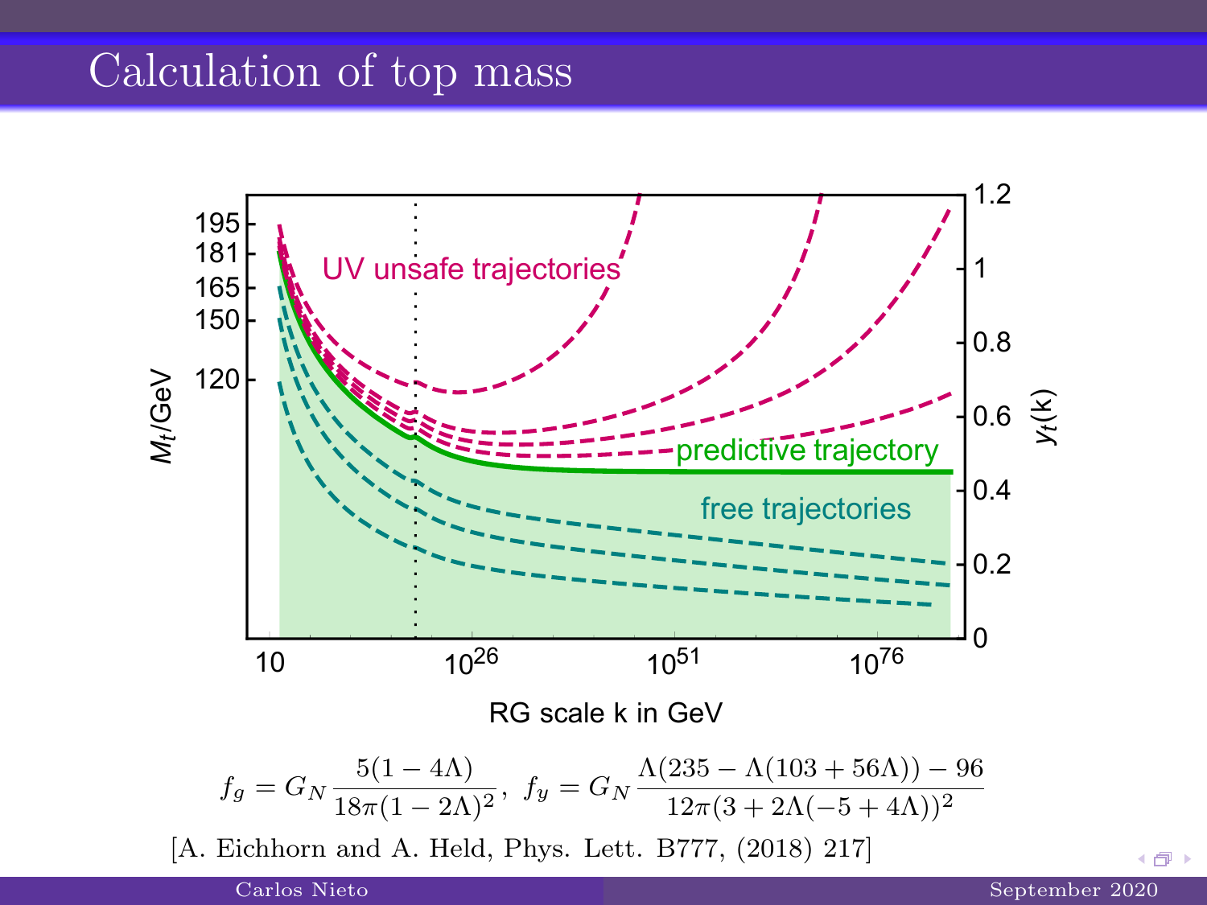# Calculation of top mass

$$f_g = G_N \frac{5(1-4\Lambda)}{18\pi(1-2\Lambda)^2}, \;\; f_y = G_N \frac{\Lambda(235-\Lambda(103+56\Lambda))-96}{12\pi(3+2\Lambda(-5+4\Lambda))^2}$$

[A. Eichhorn and A. Held, Phys. Lett. B777, (2018) 217]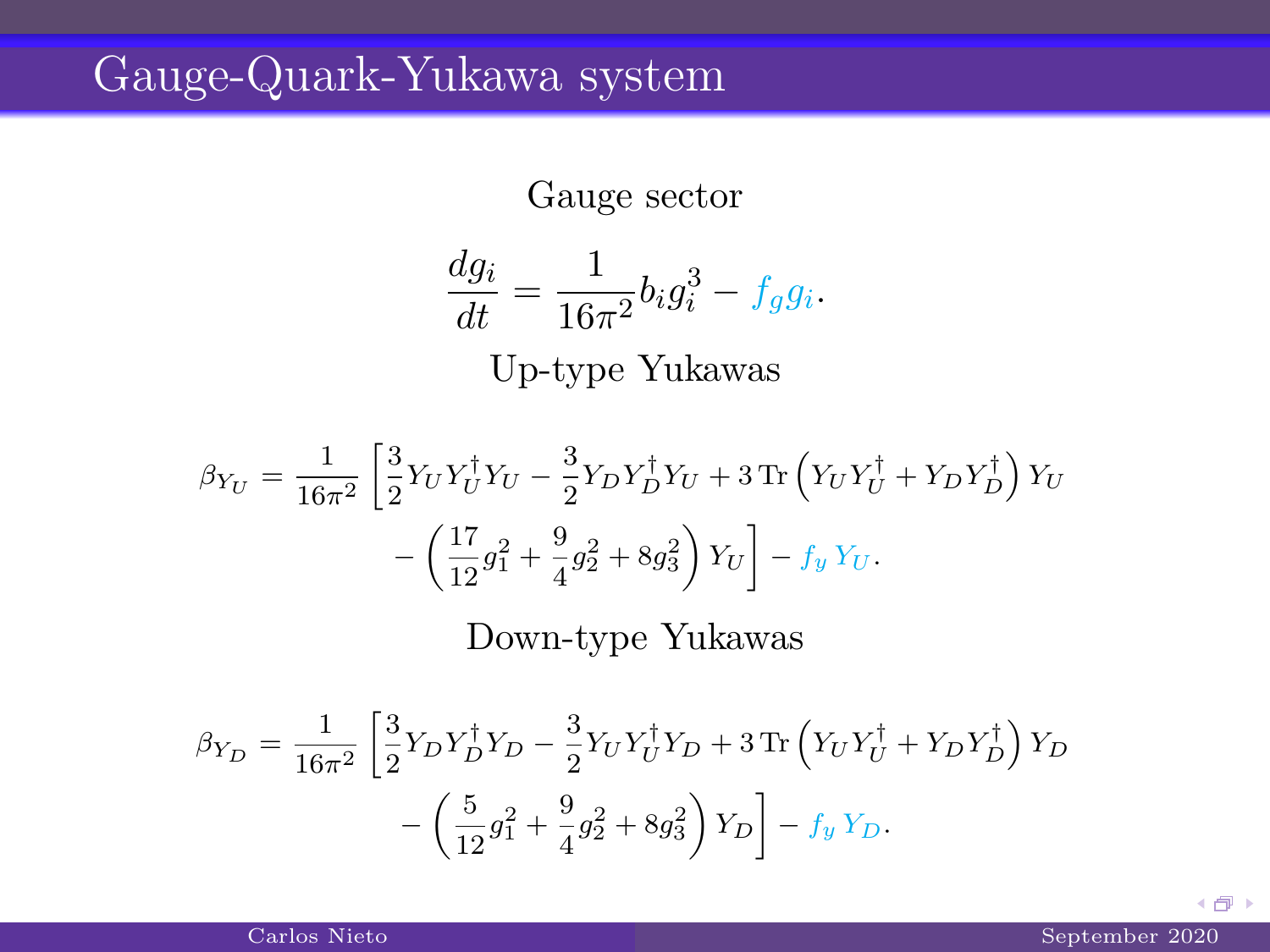# Gauge-Quark-Yukawa system

Gauge sector

$$\frac{dg_i}{dt} = \frac{1}{16\pi^2} b_i g_i^3 - f_g g_i.$$

Up-type Yukawas

$$\beta_{Y_U} = \frac{1}{16\pi^2}\left[\frac{3}{2} Y_U Y_U^\dagger Y_U - \frac{3}{2} Y_D Y_D^\dagger Y_U + 3\,\mathrm{Tr}\left(Y_U Y_U^\dagger + Y_D Y_D^\dagger\right) Y_U - \left(\frac{17}{12} g_1^2 + \frac{9}{4} g_2^2 + 8 g_3^2\right) Y_U\right] - f_y\, Y_U.$$

Down-type Yukawas

$$\beta_{Y_D} = \frac{1}{16\pi^2}\left[\frac{3}{2} Y_D Y_D^\dagger Y_D - \frac{3}{2} Y_U Y_U^\dagger Y_D + 3\,\mathrm{Tr}\left(Y_U Y_U^\dagger + Y_D Y_D^\dagger\right) Y_D - \left(\frac{5}{12} g_1^2 + \frac{9}{4} g_2^2 + 8 g_3^2\right) Y_D\right] - f_y\, Y_D.$$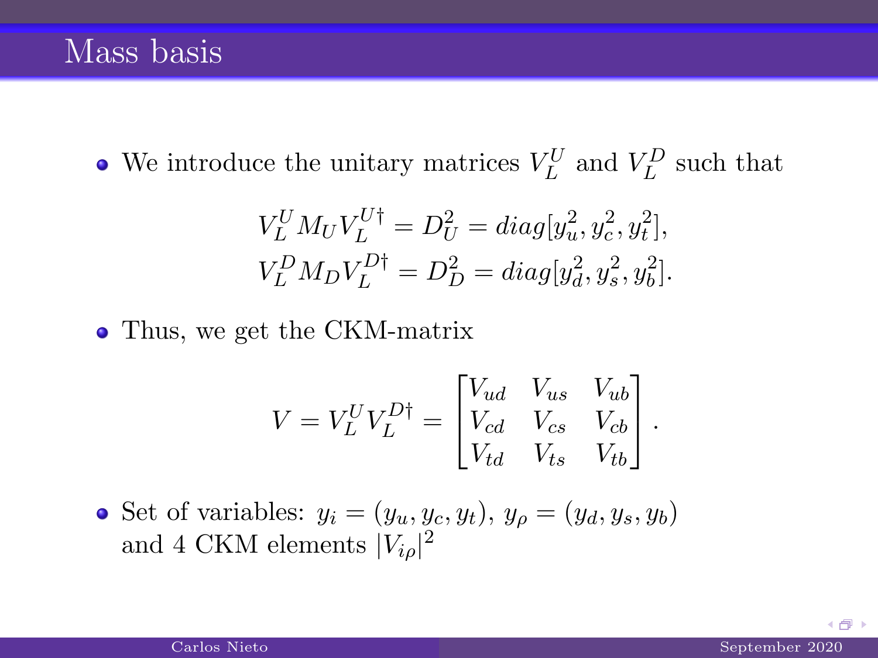# Mass basis

- We introduce the unitary matrices $V_L^U$ and $V_L^D$ such that

$$V_L^U M_U V_L^{U\dagger} = D_U^2 = diag[y_u^2, y_c^2, y_t^2],$$
$$V_L^D M_D V_L^{D\dagger} = D_D^2 = diag[y_d^2, y_s^2, y_b^2].$$

- Thus, we get the CKM-matrix

$$V = V_L^U V_L^{D\dagger} = \begin{bmatrix} V_{ud} & V_{us} & V_{ub} \\ V_{cd} & V_{cs} & V_{cb} \\ V_{td} & V_{ts} & V_{tb} \end{bmatrix}.$$

- Set of variables: $y_i = (y_u, y_c, y_t)$, $y_\rho = (y_d, y_s, y_b)$ and 4 CKM elements $|V_{i\rho}|^2$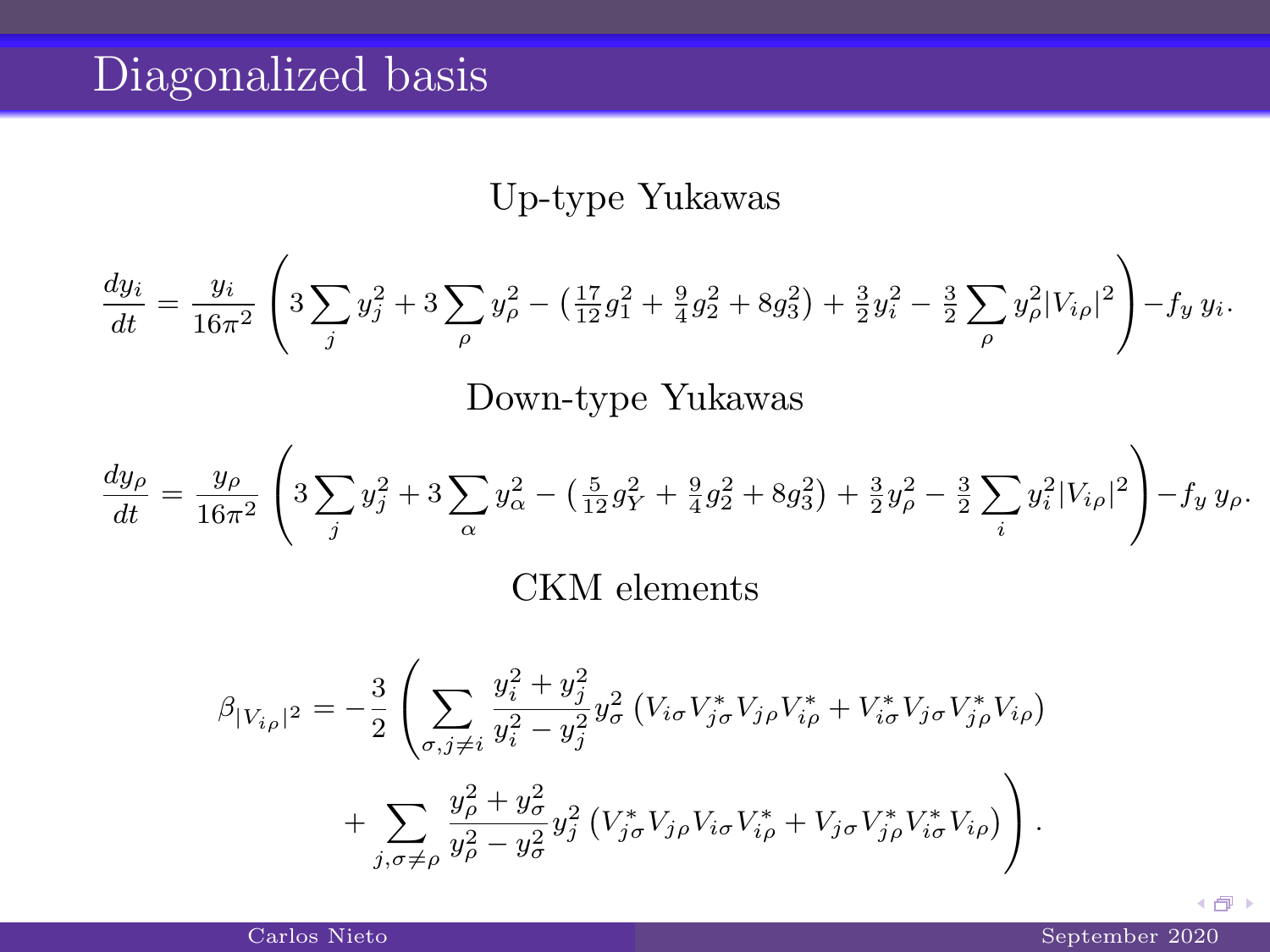# Diagonalized basis

Up-type Yukawas

$$\frac{dy_i}{dt} = \frac{y_i}{16\pi^2}\left(3\sum_j y_j^2 + 3\sum_\rho y_\rho^2 - \left(\tfrac{17}{12}g_1^2 + \tfrac{9}{4}g_2^2 + 8g_3^2\right) + \tfrac{3}{2}y_i^2 - \tfrac{3}{2}\sum_\rho y_\rho^2 |V_{i\rho}|^2\right) - f_y\, y_i .$$

Down-type Yukawas

$$\frac{dy_\rho}{dt} = \frac{y_\rho}{16\pi^2}\left(3\sum_j y_j^2 + 3\sum_\alpha y_\alpha^2 - \left(\tfrac{5}{12}g_Y^2 + \tfrac{9}{4}g_2^2 + 8g_3^2\right) + \tfrac{3}{2}y_\rho^2 - \tfrac{3}{2}\sum_i y_i^2 |V_{i\rho}|^2\right) - f_y\, y_\rho .$$

CKM elements

$$\beta_{|V_{i\rho}|^2} = -\frac{3}{2}\left(\sum_{\sigma, j\neq i} \frac{y_i^2 + y_j^2}{y_i^2 - y_j^2} y_\sigma^2 \left(V_{i\sigma}V_{j\sigma}^* V_{j\rho} V_{i\rho}^* + V_{i\sigma}^* V_{j\sigma} V_{j\rho}^* V_{i\rho}\right) \right.$$
$$\left. + \sum_{j, \sigma\neq\rho} \frac{y_\rho^2 + y_\sigma^2}{y_\rho^2 - y_\sigma^2} y_j^2 \left(V_{j\sigma}^* V_{j\rho} V_{i\sigma} V_{i\rho}^* + V_{j\sigma} V_{j\rho}^* V_{i\sigma}^* V_{i\rho}\right)\right).$$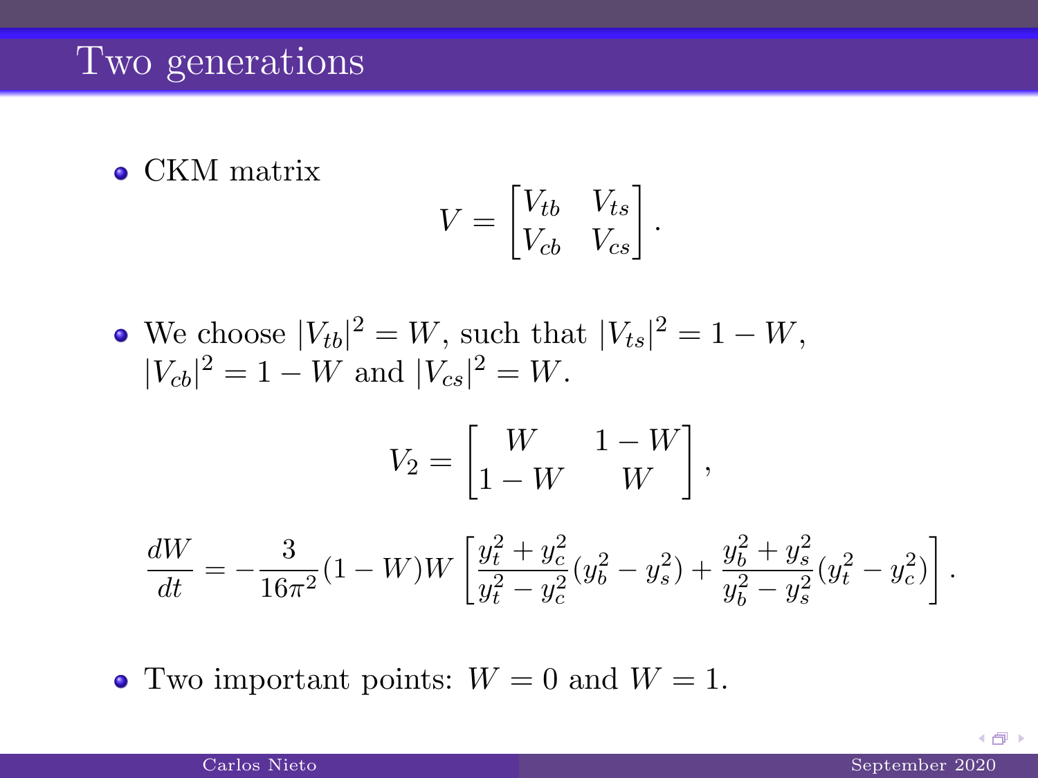# Two generations

- CKM matrix

$$V = \begin{bmatrix} V_{tb} & V_{ts} \\ V_{cb} & V_{cs} \end{bmatrix}.$$

- We choose $|V_{tb}|^2 = W$, such that $|V_{ts}|^2 = 1 - W$, $|V_{cb}|^2 = 1 - W$ and $|V_{cs}|^2 = W$.

$$V_2 = \begin{bmatrix} W & 1 - W \\ 1 - W & W \end{bmatrix},$$

$$\frac{dW}{dt} = -\frac{3}{16\pi^2}(1 - W)W \left[ \frac{y_t^2 + y_c^2}{y_t^2 - y_c^2}(y_b^2 - y_s^2) + \frac{y_b^2 + y_s^2}{y_b^2 - y_s^2}(y_t^2 - y_c^2) \right].$$

- Two important points: $W = 0$ and $W = 1$.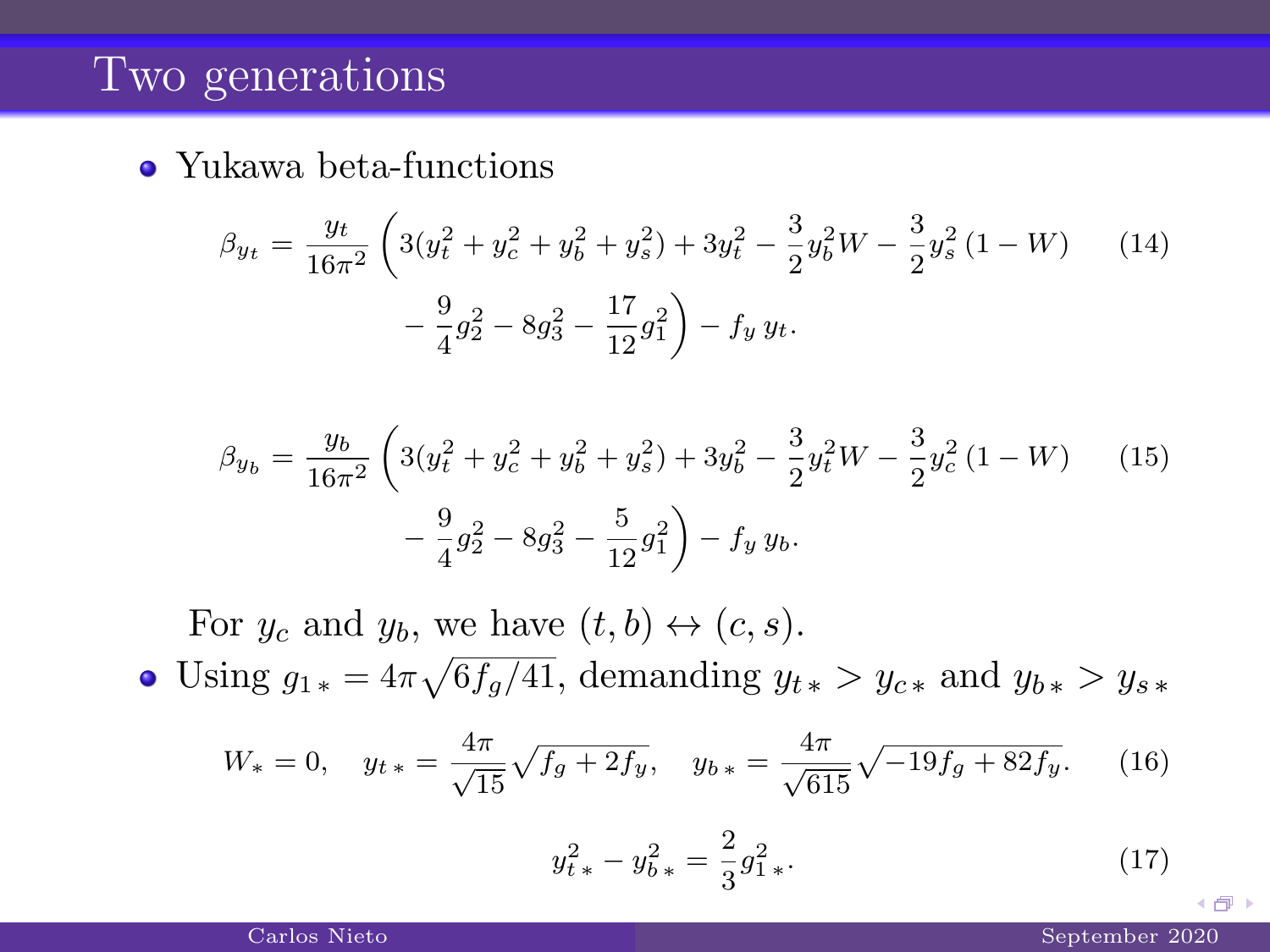# Two generations

- Yukawa beta-functions

$$\beta_{y_t} = \frac{y_t}{16\pi^2}\left(3(y_t^2 + y_c^2 + y_b^2 + y_s^2) + 3y_t^2 - \frac{3}{2}y_b^2 W - \frac{3}{2}y_s^2\,(1 - W) - \frac{9}{4}g_2^2 - 8g_3^2 - \frac{17}{12}g_1^2\right) - f_y\, y_t. \tag{14}$$

$$\beta_{y_b} = \frac{y_b}{16\pi^2}\left(3(y_t^2 + y_c^2 + y_b^2 + y_s^2) + 3y_b^2 - \frac{3}{2}y_t^2 W - \frac{3}{2}y_c^2\,(1 - W) - \frac{9}{4}g_2^2 - 8g_3^2 - \frac{5}{12}g_1^2\right) - f_y\, y_b. \tag{15}$$

For $y_c$ and $y_b$, we have $(t, b) \leftrightarrow (c, s)$.

- Using $g_{1\,*} = 4\pi\sqrt{6f_g/41}$, demanding $y_{t\,*} > y_{c\,*}$ and $y_{b\,*} > y_{s\,*}$

$$W_* = 0, \quad y_{t\,*} = \frac{4\pi}{\sqrt{15}}\sqrt{f_g + 2f_y}, \quad y_{b\,*} = \frac{4\pi}{\sqrt{615}}\sqrt{-19f_g + 82f_y}. \tag{16}$$

$$y_{t\,*}^2 - y_{b\,*}^2 = \frac{2}{3}g_{1\,*}^2. \tag{17}$$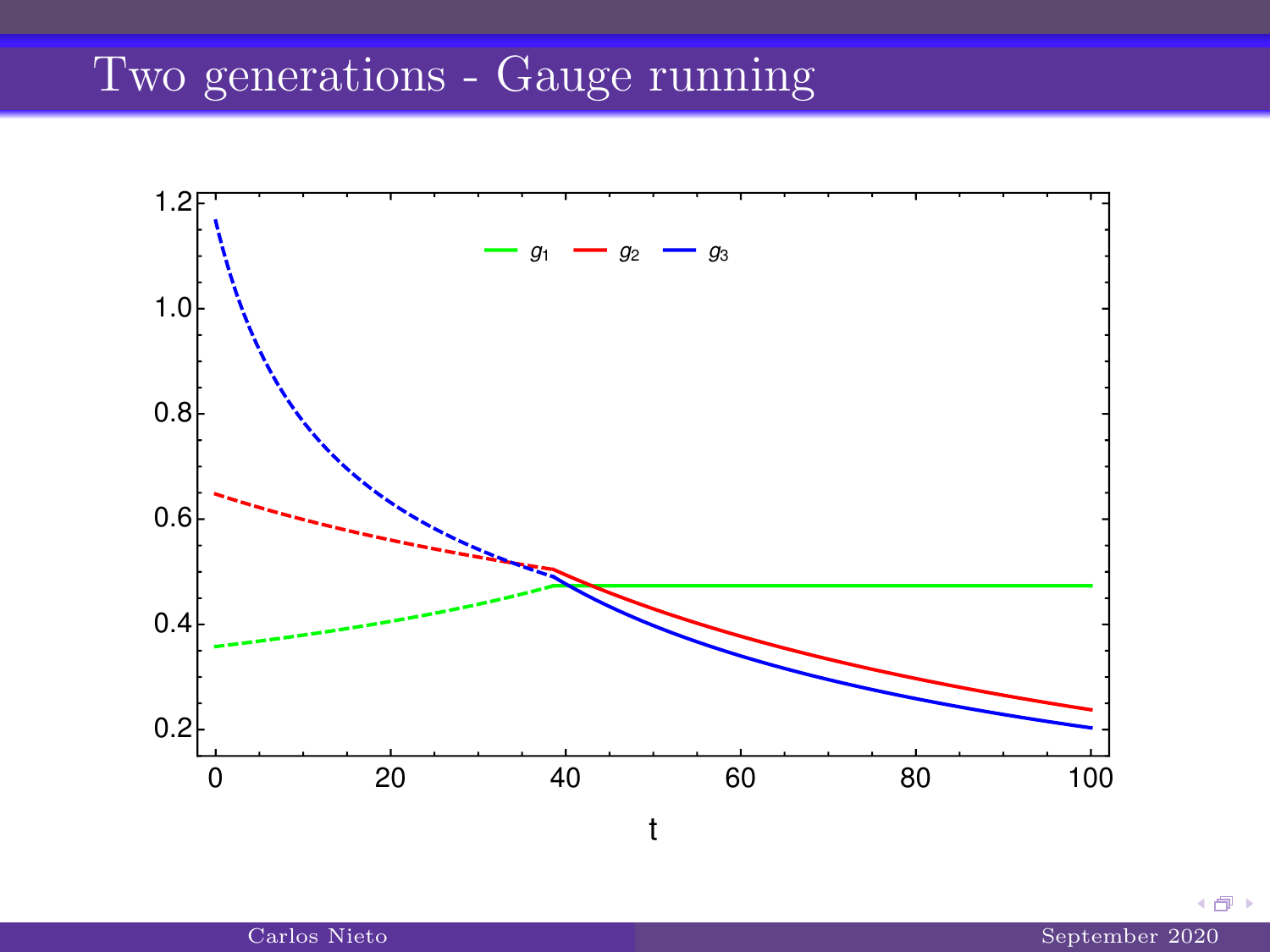# Two generations - Gauge running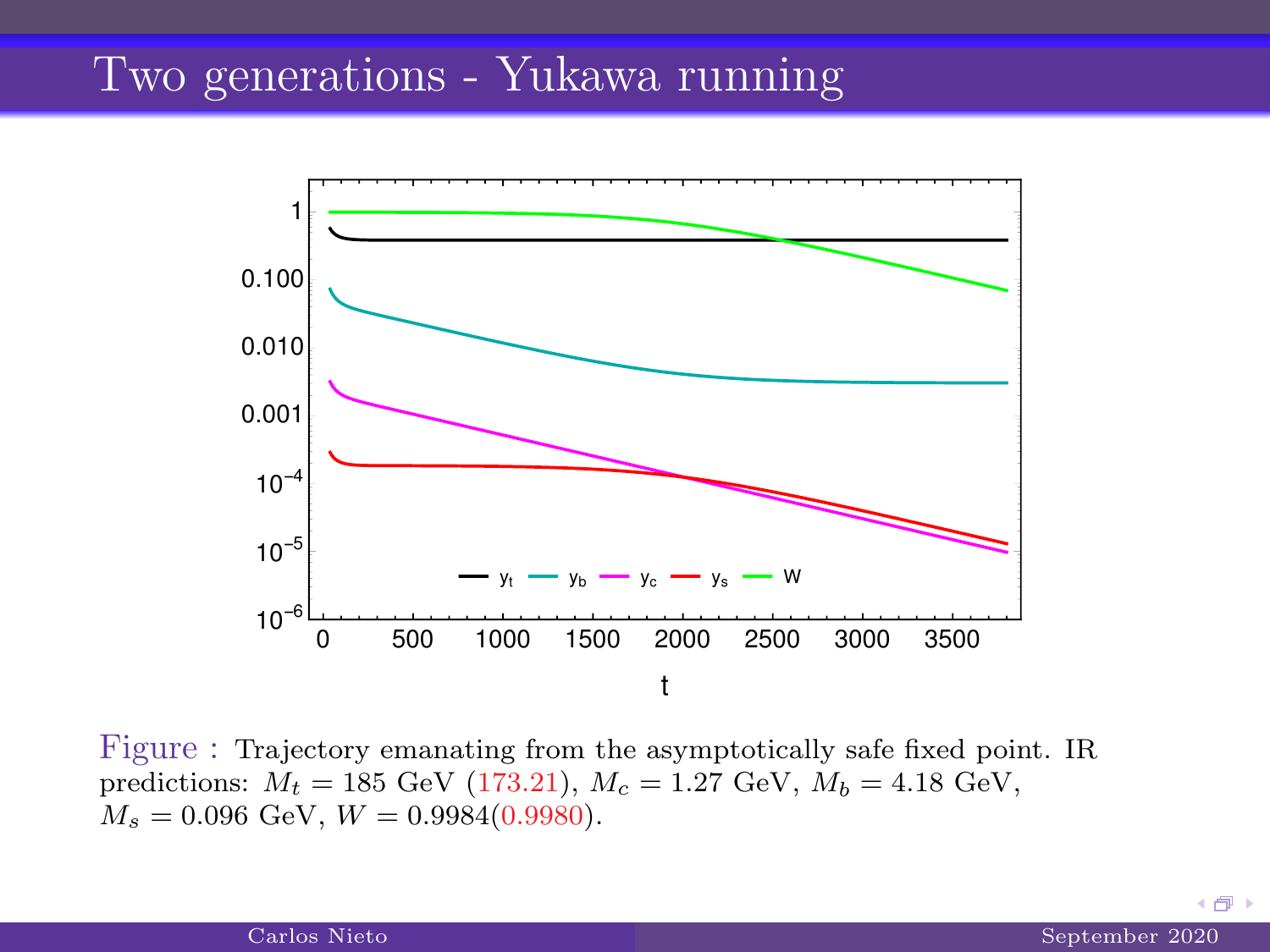# Two generations - Yukawa running

Figure : Trajectory emanating from the asymptotically safe fixed point. IR predictions: $M_t = 185$ GeV (173.21), $M_c = 1.27$ GeV, $M_b = 4.18$ GeV, $M_s = 0.096$ GeV, $W = 0.9984(0.9980)$.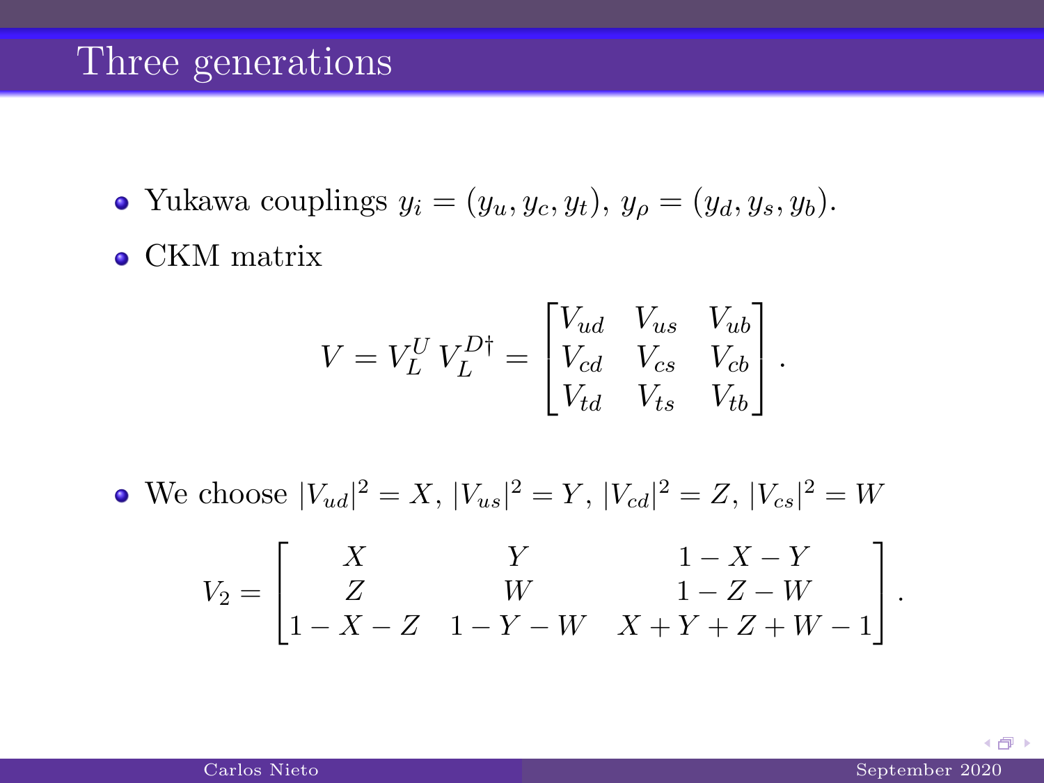# Three generations

- Yukawa couplings $y_i = (y_u, y_c, y_t)$, $y_\rho = (y_d, y_s, y_b)$.
- CKM matrix

$$V = V_L^U \, V_L^{D\dagger} = \begin{bmatrix} V_{ud} & V_{us} & V_{ub} \\ V_{cd} & V_{cs} & V_{cb} \\ V_{td} & V_{ts} & V_{tb} \end{bmatrix}.$$

- We choose $|V_{ud}|^2 = X$, $|V_{us}|^2 = Y$, $|V_{cd}|^2 = Z$, $|V_{cs}|^2 = W$

$$V_2 = \begin{bmatrix} X & Y & 1 - X - Y \\ Z & W & 1 - Z - W \\ 1 - X - Z & 1 - Y - W & X + Y + Z + W - 1 \end{bmatrix}.$$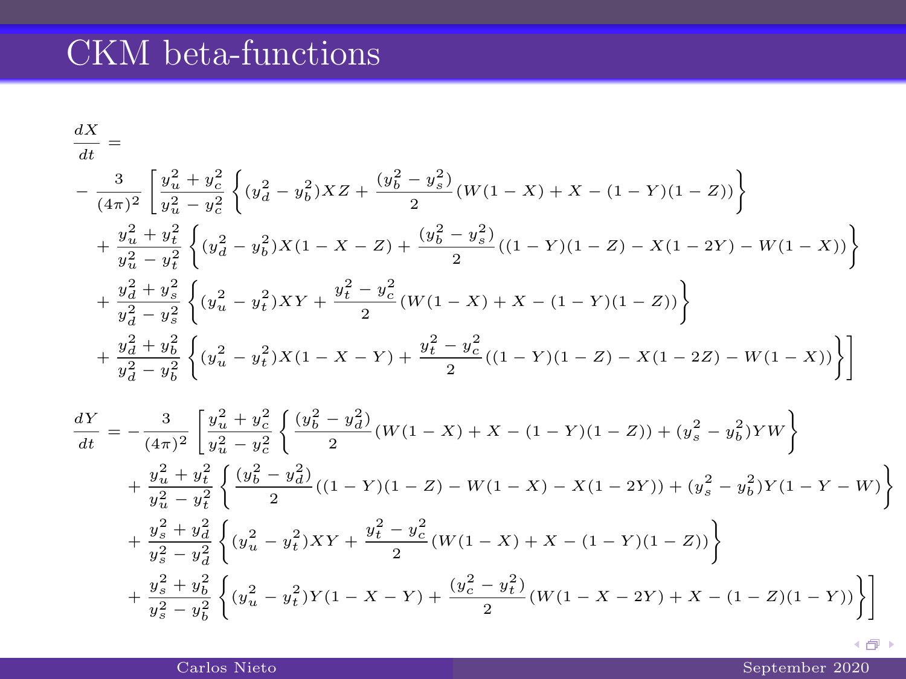# CKM beta-functions

$$
\begin{aligned}
&\frac{dX}{dt} = \\
&-\frac{3}{(4\pi)^2}\left[\frac{y_u^2+y_c^2}{y_u^2-y_c^2}\left\{(y_d^2-y_b^2)XZ+\frac{(y_b^2-y_s^2)}{2}(W(1-X)+X-(1-Y)(1-Z))\right\}\right. \\
&+\frac{y_u^2+y_t^2}{y_u^2-y_t^2}\left\{(y_d^2-y_b^2)X(1-X-Z)+\frac{(y_b^2-y_s^2)}{2}((1-Y)(1-Z)-X(1-2Y)-W(1-X))\right\} \\
&+\frac{y_d^2+y_s^2}{y_d^2-y_s^2}\left\{(y_u^2-y_t^2)XY+\frac{y_t^2-y_c^2}{2}(W(1-X)+X-(1-Y)(1-Z))\right\} \\
&\left.+\frac{y_d^2+y_b^2}{y_d^2-y_b^2}\left\{(y_u^2-y_t^2)X(1-X-Y)+\frac{y_t^2-y_c^2}{2}((1-Y)(1-Z)-X(1-2Z)-W(1-X))\right\}\right]
\end{aligned}
$$

$$
\begin{aligned}
\frac{dY}{dt} = &-\frac{3}{(4\pi)^2}\left[\frac{y_u^2+y_c^2}{y_u^2-y_c^2}\left\{\frac{(y_b^2-y_d^2)}{2}(W(1-X)+X-(1-Y)(1-Z))+(y_s^2-y_b^2)YW\right\}\right. \\
&+\frac{y_u^2+y_t^2}{y_u^2-y_t^2}\left\{\frac{(y_b^2-y_d^2)}{2}((1-Y)(1-Z)-W(1-X)-X(1-2Y))+(y_s^2-y_b^2)Y(1-Y-W)\right\} \\
&+\frac{y_s^2+y_d^2}{y_s^2-y_d^2}\left\{(y_u^2-y_t^2)XY+\frac{y_t^2-y_c^2}{2}(W(1-X)+X-(1-Y)(1-Z))\right\} \\
&\left.+\frac{y_s^2+y_b^2}{y_s^2-y_b^2}\left\{(y_u^2-y_t^2)Y(1-X-Y)+\frac{(y_c^2-y_t^2)}{2}(W(1-X-2Y)+X-(1-Z)(1-Y))\right\}\right]
\end{aligned}
$$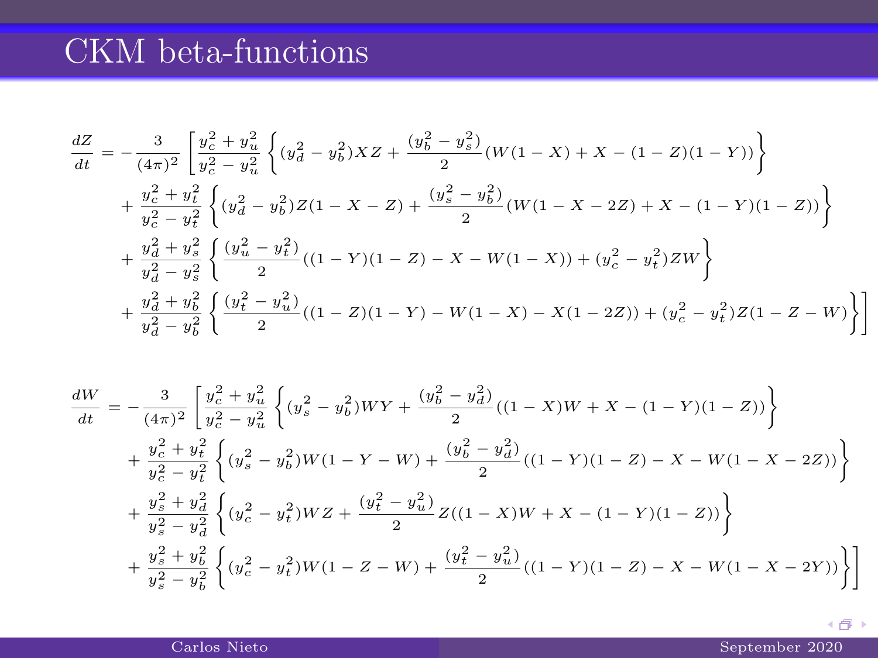# CKM beta-functions

$$
\begin{aligned}
\frac{dZ}{dt} = -\frac{3}{(4\pi)^2}\Bigg[ & \frac{y_c^2+y_u^2}{y_c^2-y_u^2}\left\{(y_d^2-y_b^2)XZ + \frac{(y_b^2-y_s^2)}{2}(W(1-X)+X-(1-Z)(1-Y))\right\} \\
& + \frac{y_c^2+y_t^2}{y_c^2-y_t^2}\left\{(y_d^2-y_b^2)Z(1-X-Z) + \frac{(y_s^2-y_b^2)}{2}(W(1-X-2Z)+X-(1-Y)(1-Z))\right\} \\
& + \frac{y_d^2+y_s^2}{y_d^2-y_s^2}\left\{\frac{(y_u^2-y_t^2)}{2}((1-Y)(1-Z)-X-W(1-X)) + (y_c^2-y_t^2)ZW\right\} \\
& + \frac{y_d^2+y_b^2}{y_d^2-y_b^2}\left\{\frac{(y_t^2-y_u^2)}{2}((1-Z)(1-Y)-W(1-X)-X(1-2Z)) + (y_c^2-y_t^2)Z(1-Z-W)\right\}\Bigg]
\end{aligned}
$$

$$
\begin{aligned}
\frac{dW}{dt} = -\frac{3}{(4\pi)^2}\Bigg[ & \frac{y_c^2+y_u^2}{y_c^2-y_u^2}\left\{(y_s^2-y_b^2)WY + \frac{(y_b^2-y_d^2)}{2}((1-X)W+X-(1-Y)(1-Z))\right\} \\
& + \frac{y_c^2+y_t^2}{y_c^2-y_t^2}\left\{(y_s^2-y_b^2)W(1-Y-W) + \frac{(y_b^2-y_d^2)}{2}((1-Y)(1-Z)-X-W(1-X-2Z))\right\} \\
& + \frac{y_s^2+y_d^2}{y_s^2-y_d^2}\left\{(y_c^2-y_t^2)WZ + \frac{(y_t^2-y_u^2)}{2}Z((1-X)W+X-(1-Y)(1-Z))\right\} \\
& + \frac{y_s^2+y_b^2}{y_s^2-y_b^2}\left\{(y_c^2-y_t^2)W(1-Z-W) + \frac{(y_t^2-y_u^2)}{2}((1-Y)(1-Z)-X-W(1-X-2Y))\right\}\Bigg]
\end{aligned}
$$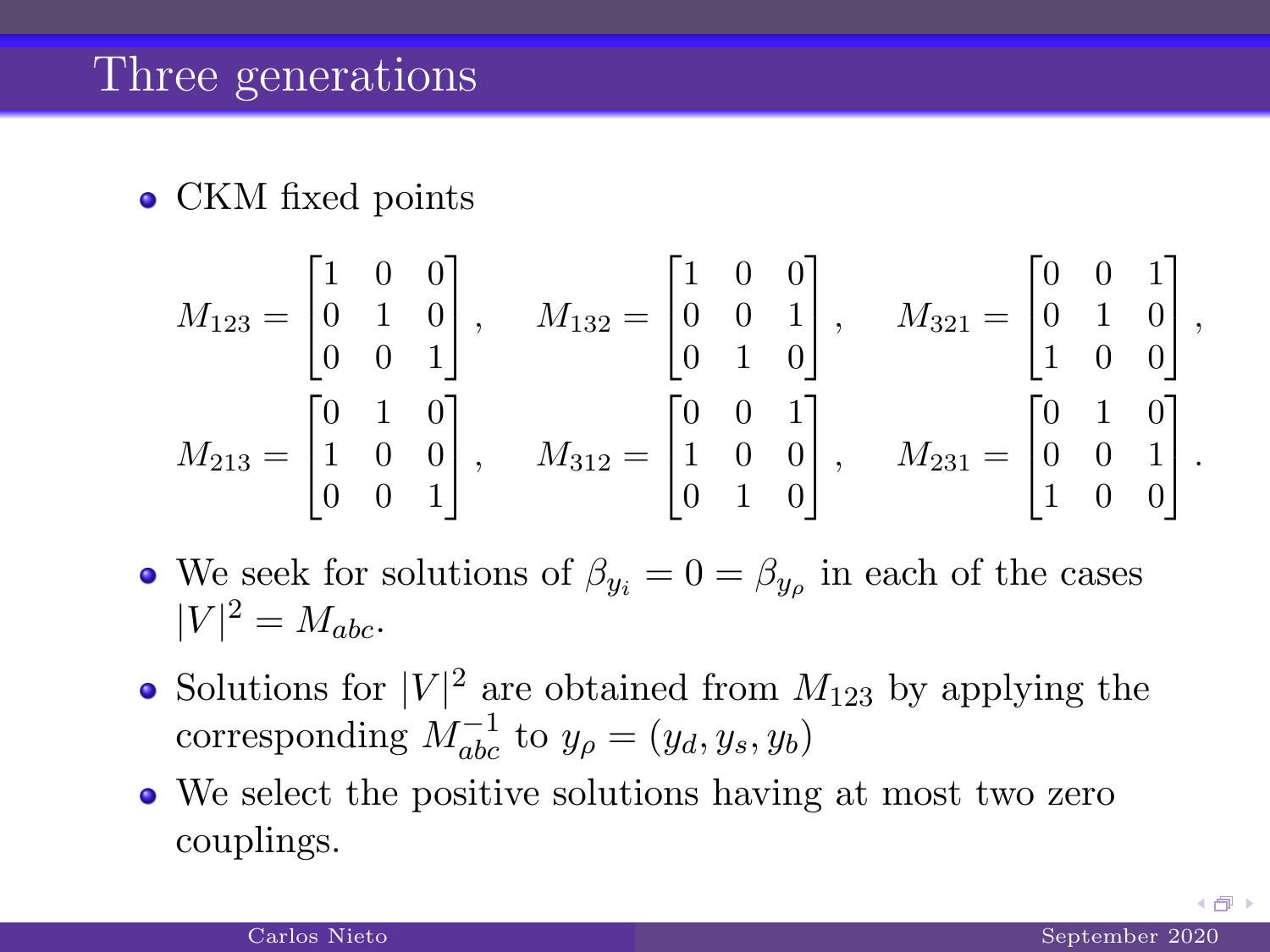# Three generations

- CKM fixed points

$$M_{123} = \begin{bmatrix} 1 & 0 & 0 \\ 0 & 1 & 0 \\ 0 & 0 & 1 \end{bmatrix}, \quad M_{132} = \begin{bmatrix} 1 & 0 & 0 \\ 0 & 0 & 1 \\ 0 & 1 & 0 \end{bmatrix}, \quad M_{321} = \begin{bmatrix} 0 & 0 & 1 \\ 0 & 1 & 0 \\ 1 & 0 & 0 \end{bmatrix},$$

$$M_{213} = \begin{bmatrix} 0 & 1 & 0 \\ 1 & 0 & 0 \\ 0 & 0 & 1 \end{bmatrix}, \quad M_{312} = \begin{bmatrix} 0 & 0 & 1 \\ 1 & 0 & 0 \\ 0 & 1 & 0 \end{bmatrix}, \quad M_{231} = \begin{bmatrix} 0 & 1 & 0 \\ 0 & 0 & 1 \\ 1 & 0 & 0 \end{bmatrix}.$$

- We seek for solutions of $\beta_{y_i} = 0 = \beta_{y_\rho}$ in each of the cases $|V|^2 = M_{abc}$.
- Solutions for $|V|^2$ are obtained from $M_{123}$ by applying the corresponding $M_{abc}^{-1}$ to $y_\rho = (y_d, y_s, y_b)$
- We select the positive solutions having at most two zero couplings.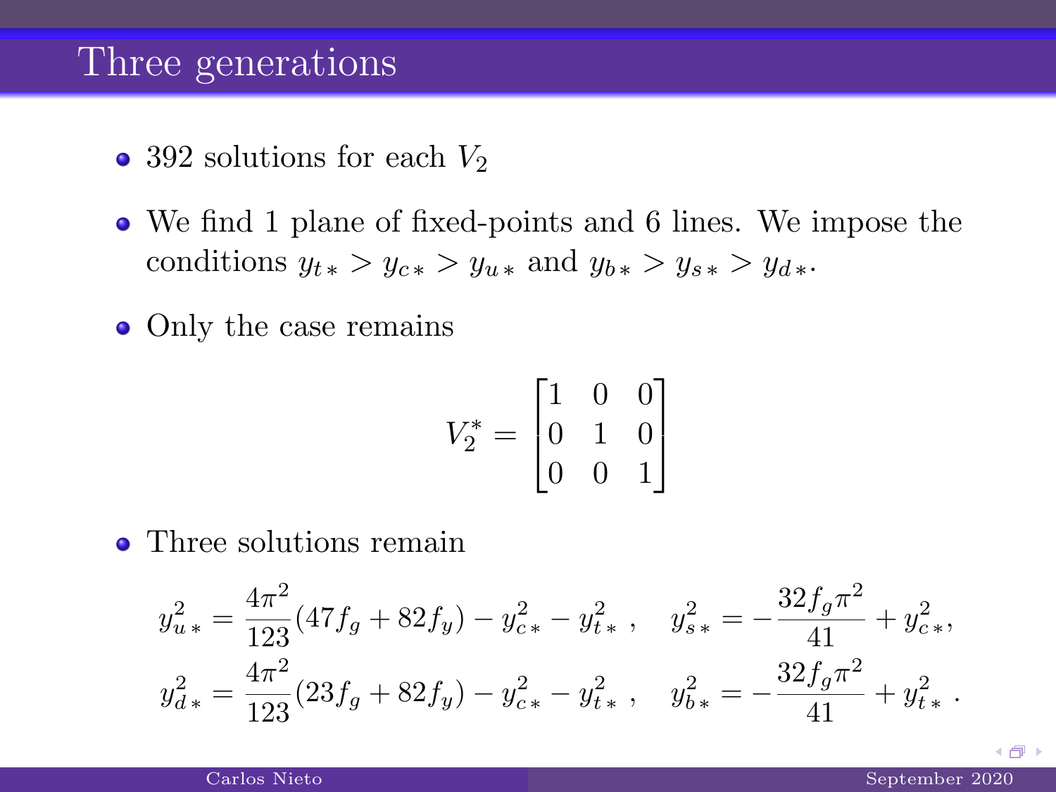# Three generations

- 392 solutions for each $V_2$
- We find 1 plane of fixed-points and 6 lines. We impose the conditions $y_{t\,*} > y_{c\,*} > y_{u\,*}$ and $y_{b\,*} > y_{s\,*} > y_{d\,*}$.
- Only the case remains

$$V_2^* = \begin{bmatrix} 1 & 0 & 0 \\ 0 & 1 & 0 \\ 0 & 0 & 1 \end{bmatrix}$$

- Three solutions remain

$$y_{u\,*}^2 = \frac{4\pi^2}{123}(47f_g + 82f_y) - y_{c\,*}^2 - y_{t\,*}^2 \ , \quad y_{s\,*}^2 = -\frac{32f_g\pi^2}{41} + y_{c\,*}^2,$$
$$y_{d\,*}^2 = \frac{4\pi^2}{123}(23f_g + 82f_y) - y_{c\,*}^2 - y_{t\,*}^2 \ , \quad y_{b\,*}^2 = -\frac{32f_g\pi^2}{41} + y_{t\,*}^2 \ .$$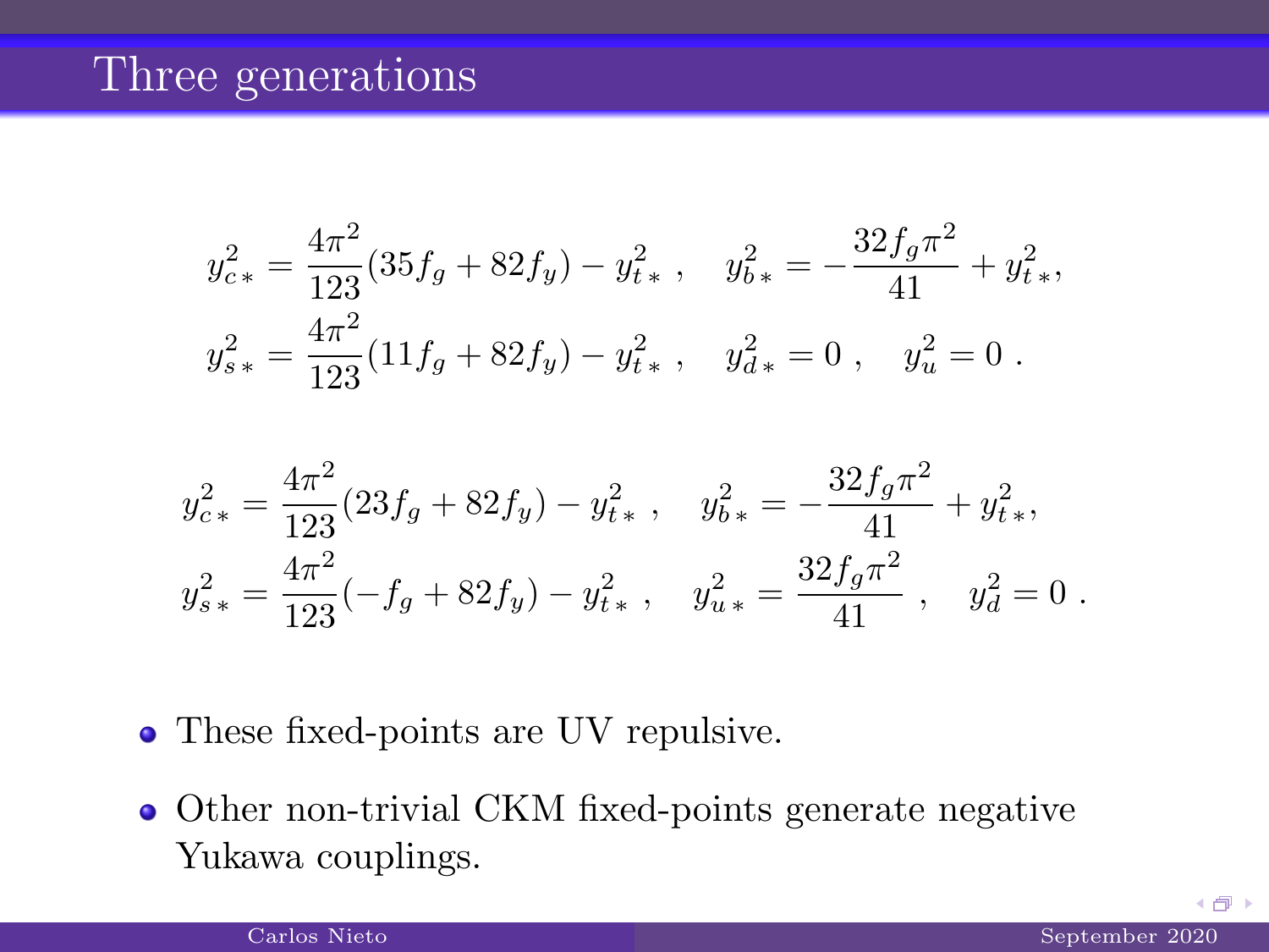# Three generations

$$
y_{c*}^2 = \frac{4\pi^2}{123}(35f_g + 82f_y) - y_{t*}^2 \ , \quad y_{b*}^2 = -\frac{32f_g\pi^2}{41} + y_{t*}^2,
$$
$$
y_{s*}^2 = \frac{4\pi^2}{123}(11f_g + 82f_y) - y_{t*}^2 \ , \quad y_{d*}^2 = 0 \ , \quad y_u^2 = 0 \ .
$$

$$
y_{c*}^2 = \frac{4\pi^2}{123}(23f_g + 82f_y) - y_{t*}^2 \ , \quad y_{b*}^2 = -\frac{32f_g\pi^2}{41} + y_{t*}^2,
$$
$$
y_{s*}^2 = \frac{4\pi^2}{123}(-f_g + 82f_y) - y_{t*}^2 \ , \quad y_{u*}^2 = \frac{32f_g\pi^2}{41} \ , \quad y_d^2 = 0 \ .
$$

- These fixed-points are UV repulsive.
- Other non-trivial CKM fixed-points generate negative Yukawa couplings.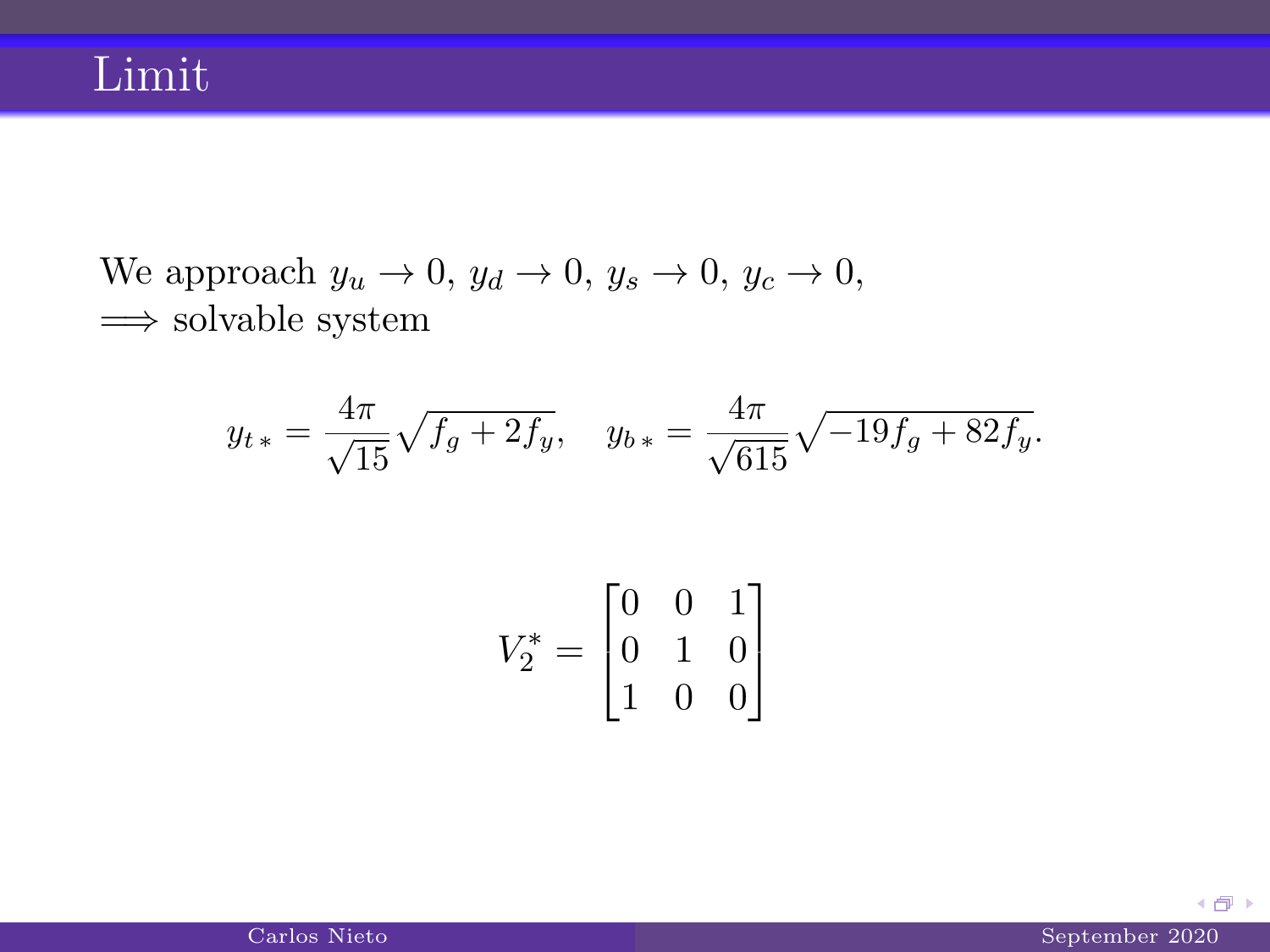# Limit

We approach $y_u \to 0$, $y_d \to 0$, $y_s \to 0$, $y_c \to 0$,
$\implies$ solvable system

$$y_{t\,*} = \frac{4\pi}{\sqrt{15}}\sqrt{f_g + 2f_y}, \quad y_{b\,*} = \frac{4\pi}{\sqrt{615}}\sqrt{-19f_g + 82f_y}.$$

$$V_2^* = \begin{bmatrix} 0 & 0 & 1 \\ 0 & 1 & 0 \\ 1 & 0 & 0 \end{bmatrix}$$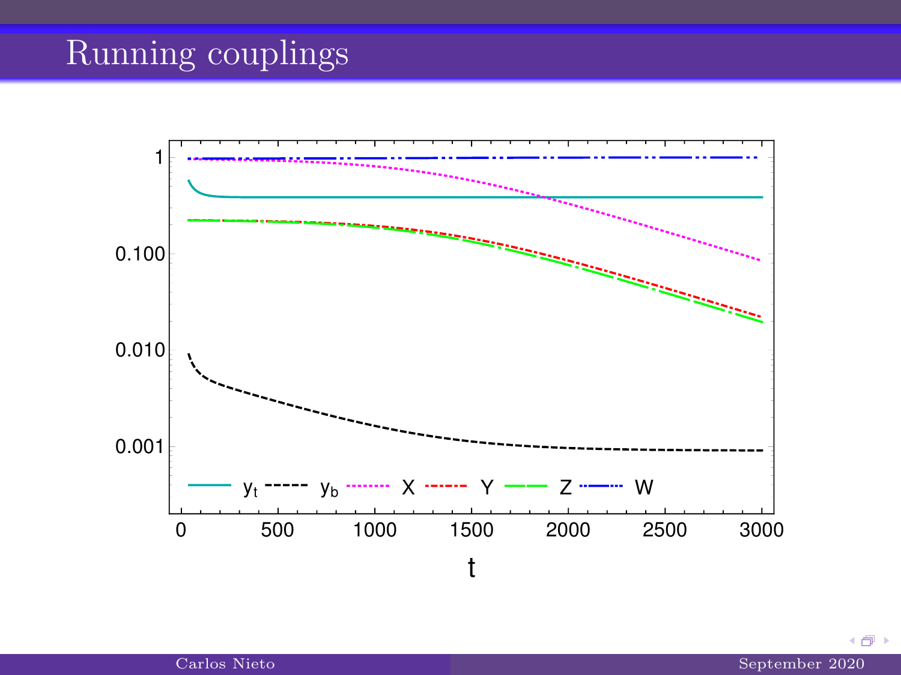# Running couplings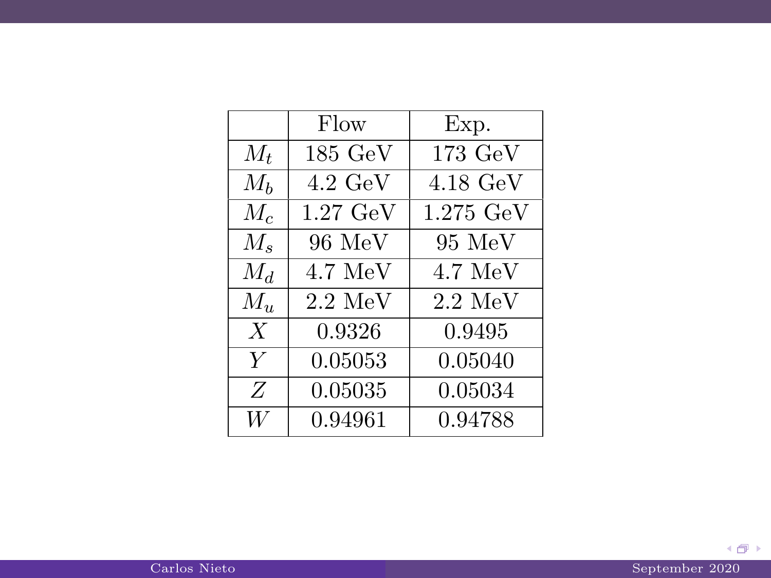| | Flow | Exp. |
|---|---|---|
| $M_t$ | 185 GeV | 173 GeV |
| $M_b$ | 4.2 GeV | 4.18 GeV |
| $M_c$ | 1.27 GeV | 1.275 GeV |
| $M_s$ | 96 MeV | 95 MeV |
| $M_d$ | 4.7 MeV | 4.7 MeV |
| $M_u$ | 2.2 MeV | 2.2 MeV |
| $X$ | 0.9326 | 0.9495 |
| $Y$ | 0.05053 | 0.05040 |
| $Z$ | 0.05035 | 0.05034 |
| $W$ | 0.94961 | 0.94788 |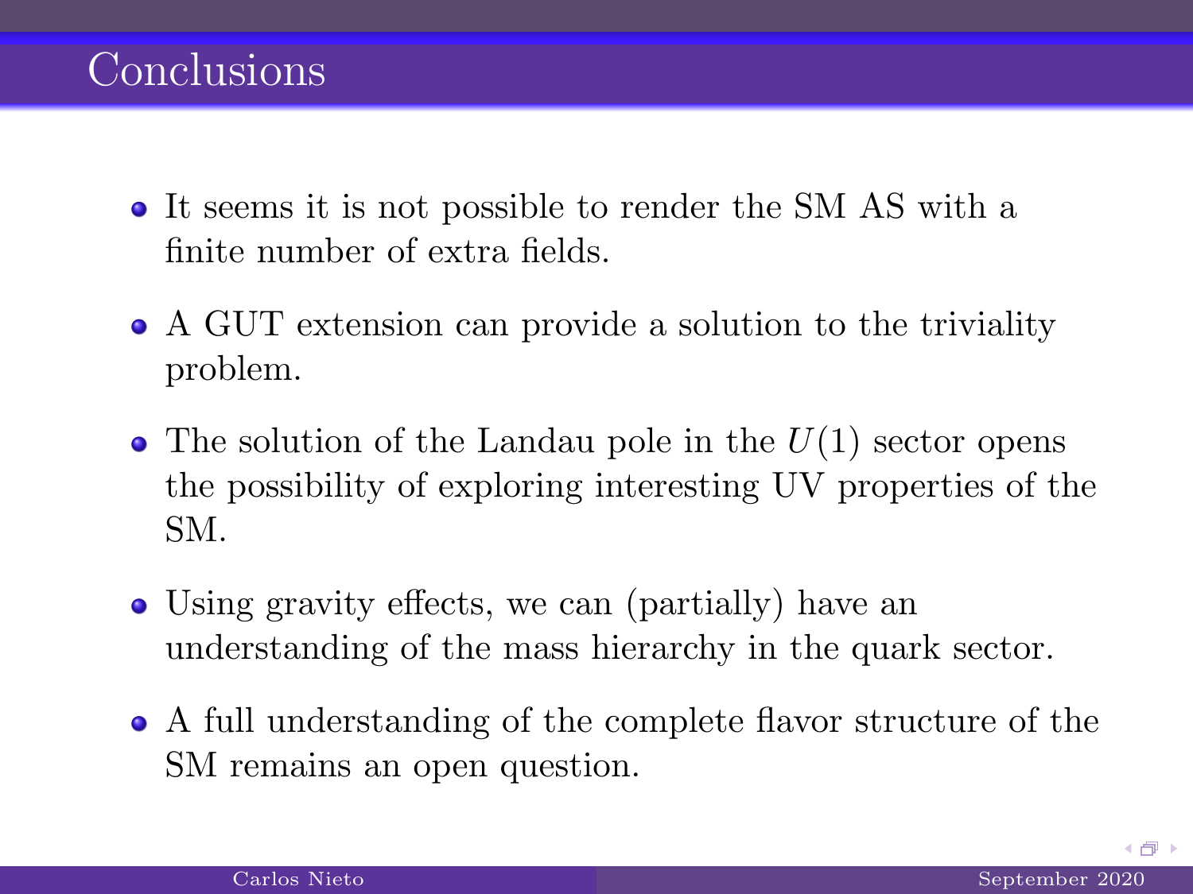# Conclusions

- It seems it is not possible to render the SM AS with a finite number of extra fields.
- A GUT extension can provide a solution to the triviality problem.
- The solution of the Landau pole in the $U(1)$ sector opens the possibility of exploring interesting UV properties of the SM.
- Using gravity effects, we can (partially) have an understanding of the mass hierarchy in the quark sector.
- A full understanding of the complete flavor structure of the SM remains an open question.